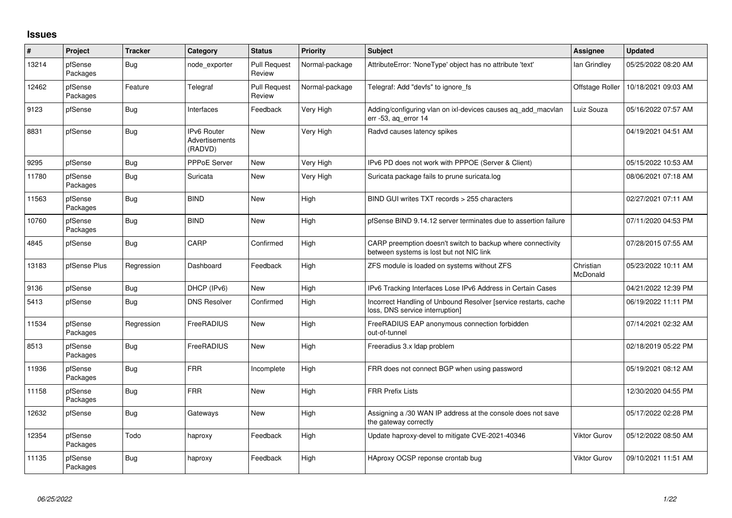# Issues

| # | Project | Tracker | Category | Status | Priority | Subject | Assignee | Updated |
|---|---|---|---|---|---|---|---|---|
| 13214 | pfSense Packages | Bug | node_exporter | Pull Request Review | Normal-package | AttributeError: 'NoneType' object has no attribute 'text' | Ian Grindley | 05/25/2022 08:20 AM |
| 12462 | pfSense Packages | Feature | Telegraf | Pull Request Review | Normal-package | Telegraf: Add "devfs" to ignore_fs | Offstage Roller | 10/18/2021 09:03 AM |
| 9123 | pfSense | Bug | Interfaces | Feedback | Very High | Adding/configuring vlan on ixl-devices causes aq_add_macvlan err -53, aq_error 14 | Luiz Souza | 05/16/2022 07:57 AM |
| 8831 | pfSense | Bug | IPv6 Router Advertisements (RADVD) | New | Very High | Radvd causes latency spikes | | 04/19/2021 04:51 AM |
| 9295 | pfSense | Bug | PPPoE Server | New | Very High | IPv6 PD does not work with PPPOE (Server & Client) | | 05/15/2022 10:53 AM |
| 11780 | pfSense Packages | Bug | Suricata | New | Very High | Suricata package fails to prune suricata.log | | 08/06/2021 07:18 AM |
| 11563 | pfSense Packages | Bug | BIND | New | High | BIND GUI writes TXT records > 255 characters | | 02/27/2021 07:11 AM |
| 10760 | pfSense Packages | Bug | BIND | New | High | pfSense BIND 9.14.12 server terminates due to assertion failure | | 07/11/2020 04:53 PM |
| 4845 | pfSense | Bug | CARP | Confirmed | High | CARP preemption doesn't switch to backup where connectivity between systems is lost but not NIC link | | 07/28/2015 07:55 AM |
| 13183 | pfSense Plus | Regression | Dashboard | Feedback | High | ZFS module is loaded on systems without ZFS | Christian McDonald | 05/23/2022 10:11 AM |
| 9136 | pfSense | Bug | DHCP (IPv6) | New | High | IPv6 Tracking Interfaces Lose IPv6 Address in Certain Cases | | 04/21/2022 12:39 PM |
| 5413 | pfSense | Bug | DNS Resolver | Confirmed | High | Incorrect Handling of Unbound Resolver [service restarts, cache loss, DNS service interruption] | | 06/19/2022 11:11 PM |
| 11534 | pfSense Packages | Regression | FreeRADIUS | New | High | FreeRADIUS EAP anonymous connection forbidden out-of-tunnel | | 07/14/2021 02:32 AM |
| 8513 | pfSense Packages | Bug | FreeRADIUS | New | High | Freeradius 3.x ldap problem | | 02/18/2019 05:22 PM |
| 11936 | pfSense Packages | Bug | FRR | Incomplete | High | FRR does not connect BGP when using password | | 05/19/2021 08:12 AM |
| 11158 | pfSense Packages | Bug | FRR | New | High | FRR Prefix Lists | | 12/30/2020 04:55 PM |
| 12632 | pfSense | Bug | Gateways | New | High | Assigning a /30 WAN IP address at the console does not save the gateway correctly | | 05/17/2022 02:28 PM |
| 12354 | pfSense Packages | Todo | haproxy | Feedback | High | Update haproxy-devel to mitigate CVE-2021-40346 | Viktor Gurov | 05/12/2022 08:50 AM |
| 11135 | pfSense Packages | Bug | haproxy | Feedback | High | HAproxy OCSP reponse crontab bug | Viktor Gurov | 09/10/2021 11:51 AM |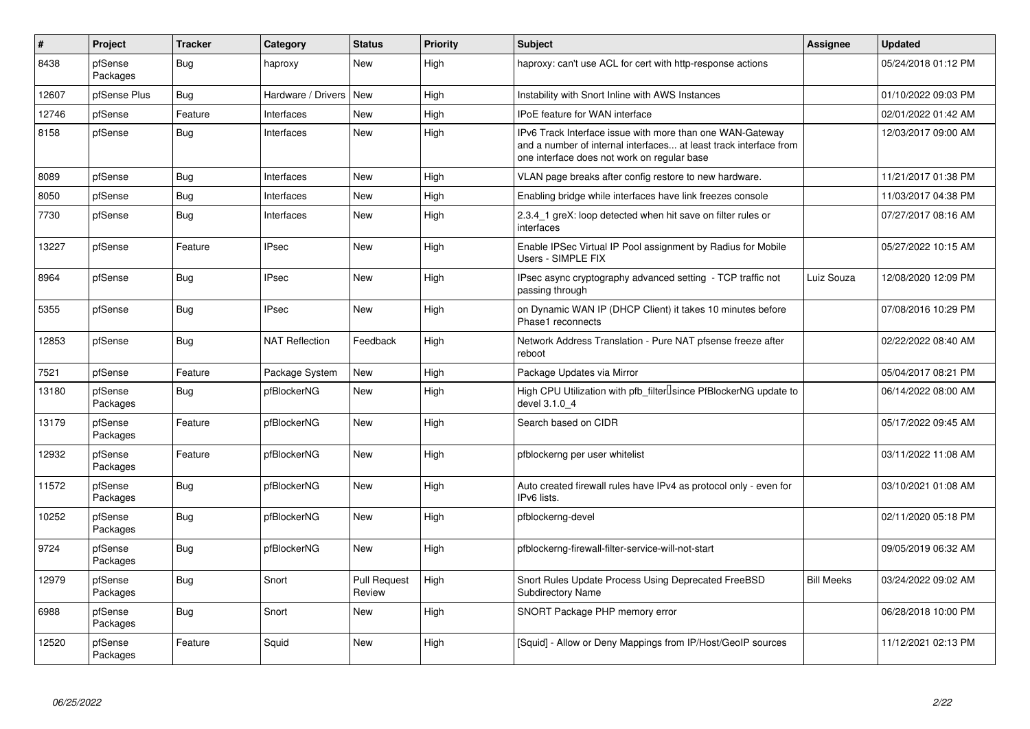| # | Project | Tracker | Category | Status | Priority | Subject | Assignee | Updated |
|---|---|---|---|---|---|---|---|---|
| 8438 | pfSense Packages | Bug | haproxy | New | High | haproxy: can't use ACL for cert with http-response actions | | 05/24/2018 01:12 PM |
| 12607 | pfSense Plus | Bug | Hardware / Drivers | New | High | Instability with Snort Inline with AWS Instances | | 01/10/2022 09:03 PM |
| 12746 | pfSense | Feature | Interfaces | New | High | IPoE feature for WAN interface | | 02/01/2022 01:42 AM |
| 8158 | pfSense | Bug | Interfaces | New | High | IPv6 Track Interface issue with more than one WAN-Gateway and a number of internal interfaces... at least track interface from one interface does not work on regular base | | 12/03/2017 09:00 AM |
| 8089 | pfSense | Bug | Interfaces | New | High | VLAN page breaks after config restore to new hardware. | | 11/21/2017 01:38 PM |
| 8050 | pfSense | Bug | Interfaces | New | High | Enabling bridge while interfaces have link freezes console | | 11/03/2017 04:38 PM |
| 7730 | pfSense | Bug | Interfaces | New | High | 2.3.4_1 greX: loop detected when hit save on filter rules or interfaces | | 07/27/2017 08:16 AM |
| 13227 | pfSense | Feature | IPsec | New | High | Enable IPSec Virtual IP Pool assignment by Radius for Mobile Users - SIMPLE FIX | | 05/27/2022 10:15 AM |
| 8964 | pfSense | Bug | IPsec | New | High | IPsec async cryptography advanced setting - TCP traffic not passing through | Luiz Souza | 12/08/2020 12:09 PM |
| 5355 | pfSense | Bug | IPsec | New | High | on Dynamic WAN IP (DHCP Client) it takes 10 minutes before Phase1 reconnects | | 07/08/2016 10:29 PM |
| 12853 | pfSense | Bug | NAT Reflection | Feedback | High | Network Address Translation - Pure NAT pfsense freeze after reboot | | 02/22/2022 08:40 AM |
| 7521 | pfSense | Feature | Package System | New | High | Package Updates via Mirror | | 05/04/2017 08:21 PM |
| 13180 | pfSense Packages | Bug | pfBlockerNG | New | High | High CPU Utilization with pfb_filter since PfBlockerNG update to devel 3.1.0_4 | | 06/14/2022 08:00 AM |
| 13179 | pfSense Packages | Feature | pfBlockerNG | New | High | Search based on CIDR | | 05/17/2022 09:45 AM |
| 12932 | pfSense Packages | Feature | pfBlockerNG | New | High | pfblockerng per user whitelist | | 03/11/2022 11:08 AM |
| 11572 | pfSense Packages | Bug | pfBlockerNG | New | High | Auto created firewall rules have IPv4 as protocol only - even for IPv6 lists. | | 03/10/2021 01:08 AM |
| 10252 | pfSense Packages | Bug | pfBlockerNG | New | High | pfblockerng-devel | | 02/11/2020 05:18 PM |
| 9724 | pfSense Packages | Bug | pfBlockerNG | New | High | pfblockerng-firewall-filter-service-will-not-start | | 09/05/2019 06:32 AM |
| 12979 | pfSense Packages | Bug | Snort | Pull Request Review | High | Snort Rules Update Process Using Deprecated FreeBSD Subdirectory Name | Bill Meeks | 03/24/2022 09:02 AM |
| 6988 | pfSense Packages | Bug | Snort | New | High | SNORT Package PHP memory error | | 06/28/2018 10:00 PM |
| 12520 | pfSense Packages | Feature | Squid | New | High | [Squid] - Allow or Deny Mappings from IP/Host/GeoIP sources | | 11/12/2021 02:13 PM |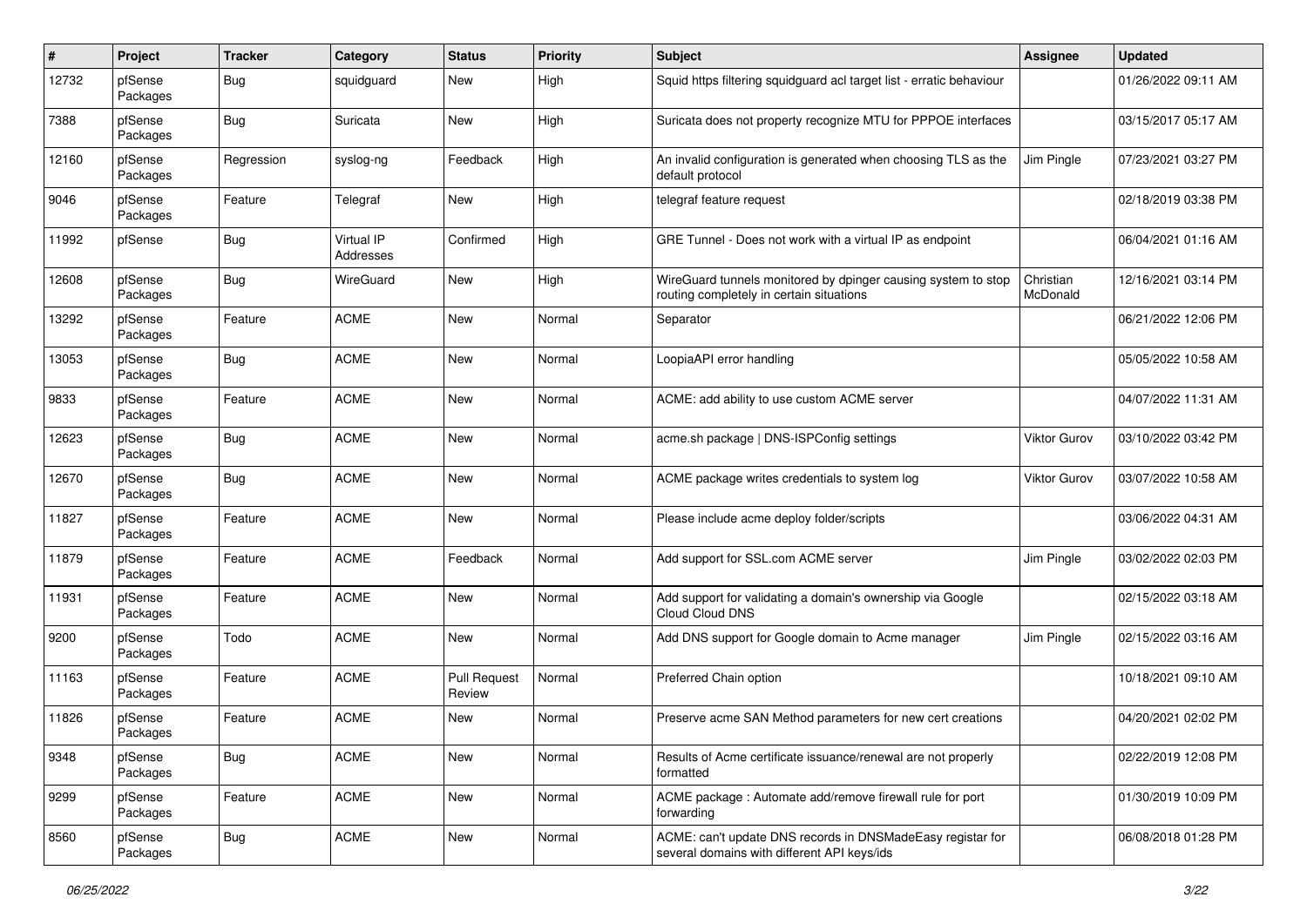| # | Project | Tracker | Category | Status | Priority | Subject | Assignee | Updated |
|---|---|---|---|---|---|---|---|---|
| 12732 | pfSense Packages | Bug | squidguard | New | High | Squid https filtering squidguard acl target list - erratic behaviour | | 01/26/2022 09:11 AM |
| 7388 | pfSense Packages | Bug | Suricata | New | High | Suricata does not property recognize MTU for PPPOE interfaces | | 03/15/2017 05:17 AM |
| 12160 | pfSense Packages | Regression | syslog-ng | Feedback | High | An invalid configuration is generated when choosing TLS as the default protocol | Jim Pingle | 07/23/2021 03:27 PM |
| 9046 | pfSense Packages | Feature | Telegraf | New | High | telegraf feature request | | 02/18/2019 03:38 PM |
| 11992 | pfSense | Bug | Virtual IP Addresses | Confirmed | High | GRE Tunnel - Does not work with a virtual IP as endpoint | | 06/04/2021 01:16 AM |
| 12608 | pfSense Packages | Bug | WireGuard | New | High | WireGuard tunnels monitored by dpinger causing system to stop routing completely in certain situations | Christian McDonald | 12/16/2021 03:14 PM |
| 13292 | pfSense Packages | Feature | ACME | New | Normal | Separator | | 06/21/2022 12:06 PM |
| 13053 | pfSense Packages | Bug | ACME | New | Normal | LoopiaAPI error handling | | 05/05/2022 10:58 AM |
| 9833 | pfSense Packages | Feature | ACME | New | Normal | ACME: add ability to use custom ACME server | | 04/07/2022 11:31 AM |
| 12623 | pfSense Packages | Bug | ACME | New | Normal | acme.sh package \| DNS-ISPConfig settings | Viktor Gurov | 03/10/2022 03:42 PM |
| 12670 | pfSense Packages | Bug | ACME | New | Normal | ACME package writes credentials to system log | Viktor Gurov | 03/07/2022 10:58 AM |
| 11827 | pfSense Packages | Feature | ACME | New | Normal | Please include acme deploy folder/scripts | | 03/06/2022 04:31 AM |
| 11879 | pfSense Packages | Feature | ACME | Feedback | Normal | Add support for SSL.com ACME server | Jim Pingle | 03/02/2022 02:03 PM |
| 11931 | pfSense Packages | Feature | ACME | New | Normal | Add support for validating a domain's ownership via Google Cloud Cloud DNS | | 02/15/2022 03:18 AM |
| 9200 | pfSense Packages | Todo | ACME | New | Normal | Add DNS support for Google domain to Acme manager | Jim Pingle | 02/15/2022 03:16 AM |
| 11163 | pfSense Packages | Feature | ACME | Pull Request Review | Normal | Preferred Chain option | | 10/18/2021 09:10 AM |
| 11826 | pfSense Packages | Feature | ACME | New | Normal | Preserve acme SAN Method parameters for new cert creations | | 04/20/2021 02:02 PM |
| 9348 | pfSense Packages | Bug | ACME | New | Normal | Results of Acme certificate issuance/renewal are not properly formatted | | 02/22/2019 12:08 PM |
| 9299 | pfSense Packages | Feature | ACME | New | Normal | ACME package : Automate add/remove firewall rule for port forwarding | | 01/30/2019 10:09 PM |
| 8560 | pfSense Packages | Bug | ACME | New | Normal | ACME: can't update DNS records in DNSMadeEasy registar for several domains with different API keys/ids | | 06/08/2018 01:28 PM |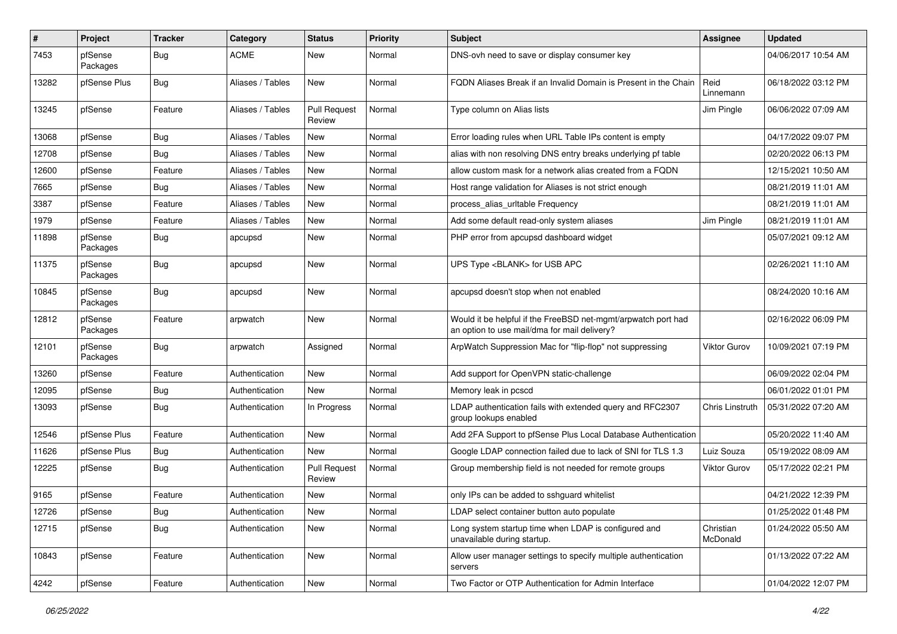| # | Project | Tracker | Category | Status | Priority | Subject | Assignee | Updated |
|---|---|---|---|---|---|---|---|---|
| 7453 | pfSense Packages | Bug | ACME | New | Normal | DNS-ovh need to save or display consumer key | | 04/06/2017 10:54 AM |
| 13282 | pfSense Plus | Bug | Aliases / Tables | New | Normal | FQDN Aliases Break if an Invalid Domain is Present in the Chain | Reid Linnemann | 06/18/2022 03:12 PM |
| 13245 | pfSense | Feature | Aliases / Tables | Pull Request Review | Normal | Type column on Alias lists | Jim Pingle | 06/06/2022 07:09 AM |
| 13068 | pfSense | Bug | Aliases / Tables | New | Normal | Error loading rules when URL Table IPs content is empty | | 04/17/2022 09:07 PM |
| 12708 | pfSense | Bug | Aliases / Tables | New | Normal | alias with non resolving DNS entry breaks underlying pf table | | 02/20/2022 06:13 PM |
| 12600 | pfSense | Feature | Aliases / Tables | New | Normal | allow custom mask for a network alias created from a FQDN | | 12/15/2021 10:50 AM |
| 7665 | pfSense | Bug | Aliases / Tables | New | Normal | Host range validation for Aliases is not strict enough | | 08/21/2019 11:01 AM |
| 3387 | pfSense | Feature | Aliases / Tables | New | Normal | process_alias_urltable Frequency | | 08/21/2019 11:01 AM |
| 1979 | pfSense | Feature | Aliases / Tables | New | Normal | Add some default read-only system aliases | Jim Pingle | 08/21/2019 11:01 AM |
| 11898 | pfSense Packages | Bug | apcupsd | New | Normal | PHP error from apcupsd dashboard widget | | 05/07/2021 09:12 AM |
| 11375 | pfSense Packages | Bug | apcupsd | New | Normal | UPS Type <BLANK> for USB APC | | 02/26/2021 11:10 AM |
| 10845 | pfSense Packages | Bug | apcupsd | New | Normal | apcupsd doesn't stop when not enabled | | 08/24/2020 10:16 AM |
| 12812 | pfSense Packages | Feature | arpwatch | New | Normal | Would it be helpful if the FreeBSD net-mgmt/arpwatch port had an option to use mail/dma for mail delivery? | | 02/16/2022 06:09 PM |
| 12101 | pfSense Packages | Bug | arpwatch | Assigned | Normal | ArpWatch Suppression Mac for "flip-flop" not suppressing | Viktor Gurov | 10/09/2021 07:19 PM |
| 13260 | pfSense | Feature | Authentication | New | Normal | Add support for OpenVPN static-challenge | | 06/09/2022 02:04 PM |
| 12095 | pfSense | Bug | Authentication | New | Normal | Memory leak in pcscd | | 06/01/2022 01:01 PM |
| 13093 | pfSense | Bug | Authentication | In Progress | Normal | LDAP authentication fails with extended query and RFC2307 group lookups enabled | Chris Linstruth | 05/31/2022 07:20 AM |
| 12546 | pfSense Plus | Feature | Authentication | New | Normal | Add 2FA Support to pfSense Plus Local Database Authentication | | 05/20/2022 11:40 AM |
| 11626 | pfSense Plus | Bug | Authentication | New | Normal | Google LDAP connection failed due to lack of SNI for TLS 1.3 | Luiz Souza | 05/19/2022 08:09 AM |
| 12225 | pfSense | Bug | Authentication | Pull Request Review | Normal | Group membership field is not needed for remote groups | Viktor Gurov | 05/17/2022 02:21 PM |
| 9165 | pfSense | Feature | Authentication | New | Normal | only IPs can be added to sshguard whitelist | | 04/21/2022 12:39 PM |
| 12726 | pfSense | Bug | Authentication | New | Normal | LDAP select container button auto populate | | 01/25/2022 01:48 PM |
| 12715 | pfSense | Bug | Authentication | New | Normal | Long system startup time when LDAP is configured and unavailable during startup. | Christian McDonald | 01/24/2022 05:50 AM |
| 10843 | pfSense | Feature | Authentication | New | Normal | Allow user manager settings to specify multiple authentication servers | | 01/13/2022 07:22 AM |
| 4242 | pfSense | Feature | Authentication | New | Normal | Two Factor or OTP Authentication for Admin Interface | | 01/04/2022 12:07 PM |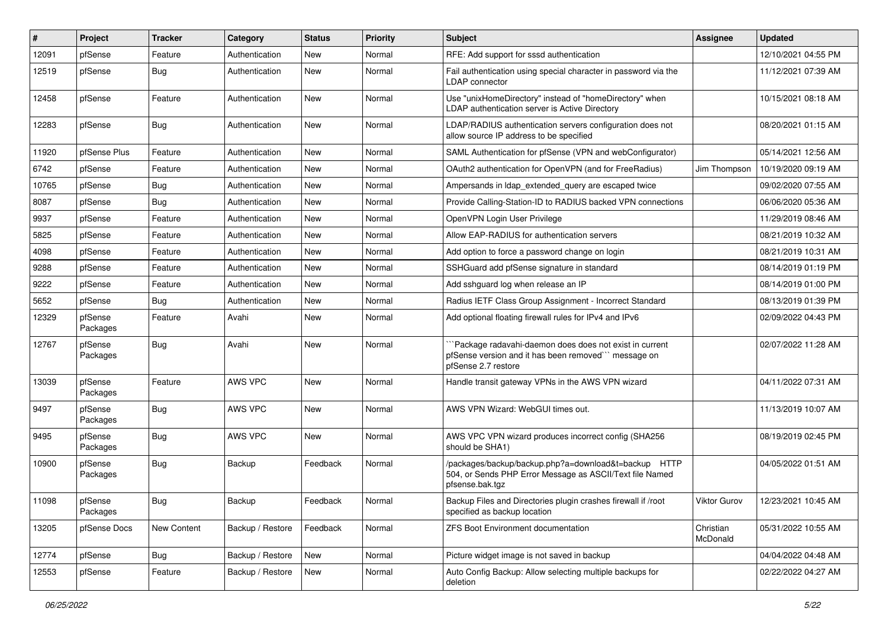| # | Project | Tracker | Category | Status | Priority | Subject | Assignee | Updated |
|---|---|---|---|---|---|---|---|---|
| 12091 | pfSense | Feature | Authentication | New | Normal | RFE: Add support for sssd authentication | | 12/10/2021 04:55 PM |
| 12519 | pfSense | Bug | Authentication | New | Normal | Fail authentication using special character in password via the LDAP connector | | 11/12/2021 07:39 AM |
| 12458 | pfSense | Feature | Authentication | New | Normal | Use "unixHomeDirectory" instead of "homeDirectory" when LDAP authentication server is Active Directory | | 10/15/2021 08:18 AM |
| 12283 | pfSense | Bug | Authentication | New | Normal | LDAP/RADIUS authentication servers configuration does not allow source IP address to be specified | | 08/20/2021 01:15 AM |
| 11920 | pfSense Plus | Feature | Authentication | New | Normal | SAML Authentication for pfSense (VPN and webConfigurator) | | 05/14/2021 12:56 AM |
| 6742 | pfSense | Feature | Authentication | New | Normal | OAuth2 authentication for OpenVPN (and for FreeRadius) | Jim Thompson | 10/19/2020 09:19 AM |
| 10765 | pfSense | Bug | Authentication | New | Normal | Ampersands in ldap_extended_query are escaped twice | | 09/02/2020 07:55 AM |
| 8087 | pfSense | Bug | Authentication | New | Normal | Provide Calling-Station-ID to RADIUS backed VPN connections | | 06/06/2020 05:36 AM |
| 9937 | pfSense | Feature | Authentication | New | Normal | OpenVPN Login User Privilege | | 11/29/2019 08:46 AM |
| 5825 | pfSense | Feature | Authentication | New | Normal | Allow EAP-RADIUS for authentication servers | | 08/21/2019 10:32 AM |
| 4098 | pfSense | Feature | Authentication | New | Normal | Add option to force a password change on login | | 08/21/2019 10:31 AM |
| 9288 | pfSense | Feature | Authentication | New | Normal | SSHGuard add pfSense signature in standard | | 08/14/2019 01:19 PM |
| 9222 | pfSense | Feature | Authentication | New | Normal | Add sshguard log when release an IP | | 08/14/2019 01:00 PM |
| 5652 | pfSense | Bug | Authentication | New | Normal | Radius IETF Class Group Assignment - Incorrect Standard | | 08/13/2019 01:39 PM |
| 12329 | pfSense Packages | Feature | Avahi | New | Normal | Add optional floating firewall rules for IPv4 and IPv6 | | 02/09/2022 04:43 PM |
| 12767 | pfSense Packages | Bug | Avahi | New | Normal | ```Package radavahi-daemon does does not exist in current pfSense version and it has been removed``` message on pfSense 2.7 restore | | 02/07/2022 11:28 AM |
| 13039 | pfSense Packages | Feature | AWS VPC | New | Normal | Handle transit gateway VPNs in the AWS VPN wizard | | 04/11/2022 07:31 AM |
| 9497 | pfSense Packages | Bug | AWS VPC | New | Normal | AWS VPN Wizard: WebGUI times out. | | 11/13/2019 10:07 AM |
| 9495 | pfSense Packages | Bug | AWS VPC | New | Normal | AWS VPC VPN wizard produces incorrect config (SHA256 should be SHA1) | | 08/19/2019 02:45 PM |
| 10900 | pfSense Packages | Bug | Backup | Feedback | Normal | /packages/backup/backup.php?a=download&t=backup HTTP 504, or Sends PHP Error Message as ASCII/Text file Named pfsense.bak.tgz | | 04/05/2022 01:51 AM |
| 11098 | pfSense Packages | Bug | Backup | Feedback | Normal | Backup Files and Directories plugin crashes firewall if /root specified as backup location | Viktor Gurov | 12/23/2021 10:45 AM |
| 13205 | pfSense Docs | New Content | Backup / Restore | Feedback | Normal | ZFS Boot Environment documentation | Christian McDonald | 05/31/2022 10:55 AM |
| 12774 | pfSense | Bug | Backup / Restore | New | Normal | Picture widget image is not saved in backup | | 04/04/2022 04:48 AM |
| 12553 | pfSense | Feature | Backup / Restore | New | Normal | Auto Config Backup: Allow selecting multiple backups for deletion | | 02/22/2022 04:27 AM |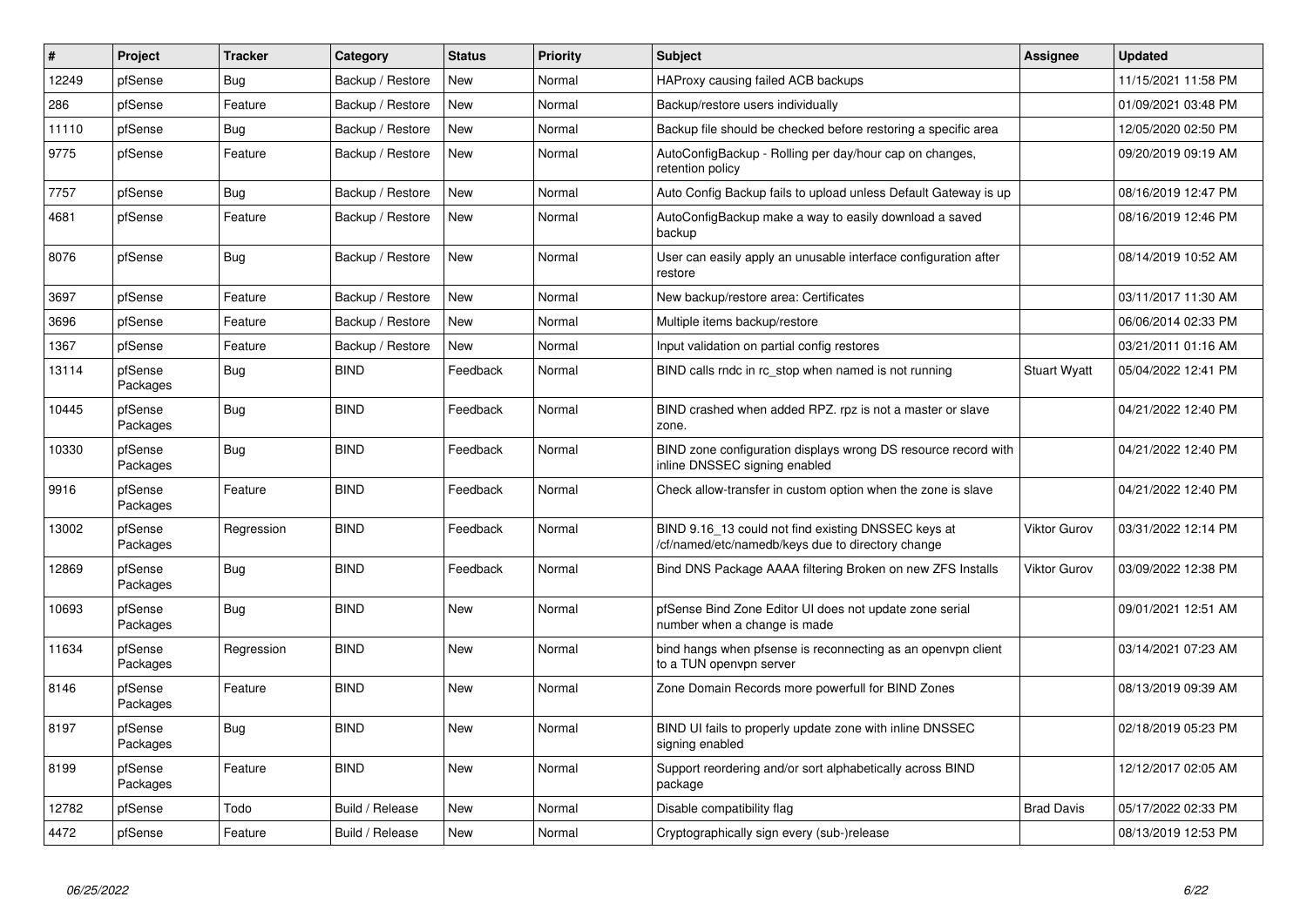| # | Project | Tracker | Category | Status | Priority | Subject | Assignee | Updated |
|---|---|---|---|---|---|---|---|---|
| 12249 | pfSense | Bug | Backup / Restore | New | Normal | HAProxy causing failed ACB backups | | 11/15/2021 11:58 PM |
| 286 | pfSense | Feature | Backup / Restore | New | Normal | Backup/restore users individually | | 01/09/2021 03:48 PM |
| 11110 | pfSense | Bug | Backup / Restore | New | Normal | Backup file should be checked before restoring a specific area | | 12/05/2020 02:50 PM |
| 9775 | pfSense | Feature | Backup / Restore | New | Normal | AutoConfigBackup - Rolling per day/hour cap on changes, retention policy | | 09/20/2019 09:19 AM |
| 7757 | pfSense | Bug | Backup / Restore | New | Normal | Auto Config Backup fails to upload unless Default Gateway is up | | 08/16/2019 12:47 PM |
| 4681 | pfSense | Feature | Backup / Restore | New | Normal | AutoConfigBackup make a way to easily download a saved backup | | 08/16/2019 12:46 PM |
| 8076 | pfSense | Bug | Backup / Restore | New | Normal | User can easily apply an unusable interface configuration after restore | | 08/14/2019 10:52 AM |
| 3697 | pfSense | Feature | Backup / Restore | New | Normal | New backup/restore area: Certificates | | 03/11/2017 11:30 AM |
| 3696 | pfSense | Feature | Backup / Restore | New | Normal | Multiple items backup/restore | | 06/06/2014 02:33 PM |
| 1367 | pfSense | Feature | Backup / Restore | New | Normal | Input validation on partial config restores | | 03/21/2011 01:16 AM |
| 13114 | pfSense Packages | Bug | BIND | Feedback | Normal | BIND calls rndc in rc_stop when named is not running | Stuart Wyatt | 05/04/2022 12:41 PM |
| 10445 | pfSense Packages | Bug | BIND | Feedback | Normal | BIND crashed when added RPZ. rpz is not a master or slave zone. | | 04/21/2022 12:40 PM |
| 10330 | pfSense Packages | Bug | BIND | Feedback | Normal | BIND zone configuration displays wrong DS resource record with inline DNSSEC signing enabled | | 04/21/2022 12:40 PM |
| 9916 | pfSense Packages | Feature | BIND | Feedback | Normal | Check allow-transfer in custom option when the zone is slave | | 04/21/2022 12:40 PM |
| 13002 | pfSense Packages | Regression | BIND | Feedback | Normal | BIND 9.16_13 could not find existing DNSSEC keys at /cf/named/etc/namedb/keys due to directory change | Viktor Gurov | 03/31/2022 12:14 PM |
| 12869 | pfSense Packages | Bug | BIND | Feedback | Normal | Bind DNS Package AAAA filtering Broken on new ZFS Installs | Viktor Gurov | 03/09/2022 12:38 PM |
| 10693 | pfSense Packages | Bug | BIND | New | Normal | pfSense Bind Zone Editor UI does not update zone serial number when a change is made | | 09/01/2021 12:51 AM |
| 11634 | pfSense Packages | Regression | BIND | New | Normal | bind hangs when pfsense is reconnecting as an openvpn client to a TUN openvpn server | | 03/14/2021 07:23 AM |
| 8146 | pfSense Packages | Feature | BIND | New | Normal | Zone Domain Records more powerfull for BIND Zones | | 08/13/2019 09:39 AM |
| 8197 | pfSense Packages | Bug | BIND | New | Normal | BIND UI fails to properly update zone with inline DNSSEC signing enabled | | 02/18/2019 05:23 PM |
| 8199 | pfSense Packages | Feature | BIND | New | Normal | Support reordering and/or sort alphabetically across BIND package | | 12/12/2017 02:05 AM |
| 12782 | pfSense | Todo | Build / Release | New | Normal | Disable compatibility flag | Brad Davis | 05/17/2022 02:33 PM |
| 4472 | pfSense | Feature | Build / Release | New | Normal | Cryptographically sign every (sub-)release | | 08/13/2019 12:53 PM |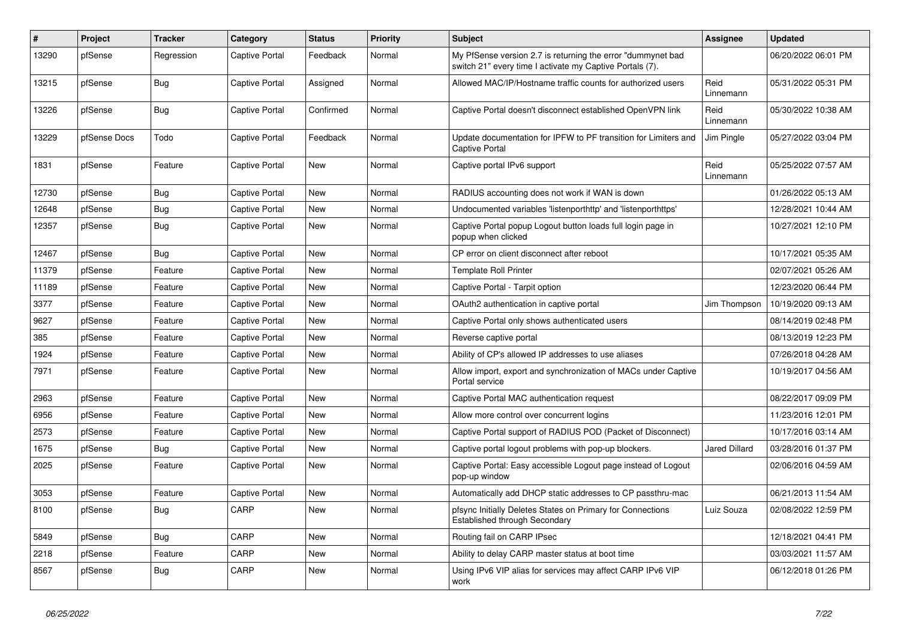| # | Project | Tracker | Category | Status | Priority | Subject | Assignee | Updated |
|---|---|---|---|---|---|---|---|---|
| 13290 | pfSense | Regression | Captive Portal | Feedback | Normal | My PfSense version 2.7 is returning the error "dummynet bad switch 21" every time I activate my Captive Portals (7). | | 06/20/2022 06:01 PM |
| 13215 | pfSense | Bug | Captive Portal | Assigned | Normal | Allowed MAC/IP/Hostname traffic counts for authorized users | Reid Linnemann | 05/31/2022 05:31 PM |
| 13226 | pfSense | Bug | Captive Portal | Confirmed | Normal | Captive Portal doesn't disconnect established OpenVPN link | Reid Linnemann | 05/30/2022 10:38 AM |
| 13229 | pfSense Docs | Todo | Captive Portal | Feedback | Normal | Update documentation for IPFW to PF transition for Limiters and Captive Portal | Jim Pingle | 05/27/2022 03:04 PM |
| 1831 | pfSense | Feature | Captive Portal | New | Normal | Captive portal IPv6 support | Reid Linnemann | 05/25/2022 07:57 AM |
| 12730 | pfSense | Bug | Captive Portal | New | Normal | RADIUS accounting does not work if WAN is down | | 01/26/2022 05:13 AM |
| 12648 | pfSense | Bug | Captive Portal | New | Normal | Undocumented variables 'listenporthttp' and 'listenporthttps' | | 12/28/2021 10:44 AM |
| 12357 | pfSense | Bug | Captive Portal | New | Normal | Captive Portal popup Logout button loads full login page in popup when clicked | | 10/27/2021 12:10 PM |
| 12467 | pfSense | Bug | Captive Portal | New | Normal | CP error on client disconnect after reboot | | 10/17/2021 05:35 AM |
| 11379 | pfSense | Feature | Captive Portal | New | Normal | Template Roll Printer | | 02/07/2021 05:26 AM |
| 11189 | pfSense | Feature | Captive Portal | New | Normal | Captive Portal - Tarpit option | | 12/23/2020 06:44 PM |
| 3377 | pfSense | Feature | Captive Portal | New | Normal | OAuth2 authentication in captive portal | Jim Thompson | 10/19/2020 09:13 AM |
| 9627 | pfSense | Feature | Captive Portal | New | Normal | Captive Portal only shows authenticated users | | 08/14/2019 02:48 PM |
| 385 | pfSense | Feature | Captive Portal | New | Normal | Reverse captive portal | | 08/13/2019 12:23 PM |
| 1924 | pfSense | Feature | Captive Portal | New | Normal | Ability of CP's allowed IP addresses to use aliases | | 07/26/2018 04:28 AM |
| 7971 | pfSense | Feature | Captive Portal | New | Normal | Allow import, export and synchronization of MACs under Captive Portal service | | 10/19/2017 04:56 AM |
| 2963 | pfSense | Feature | Captive Portal | New | Normal | Captive Portal MAC authentication request | | 08/22/2017 09:09 PM |
| 6956 | pfSense | Feature | Captive Portal | New | Normal | Allow more control over concurrent logins | | 11/23/2016 12:01 PM |
| 2573 | pfSense | Feature | Captive Portal | New | Normal | Captive Portal support of RADIUS POD (Packet of Disconnect) | | 10/17/2016 03:14 AM |
| 1675 | pfSense | Bug | Captive Portal | New | Normal | Captive portal logout problems with pop-up blockers. | Jared Dillard | 03/28/2016 01:37 PM |
| 2025 | pfSense | Feature | Captive Portal | New | Normal | Captive Portal: Easy accessible Logout page instead of Logout pop-up window | | 02/06/2016 04:59 AM |
| 3053 | pfSense | Feature | Captive Portal | New | Normal | Automatically add DHCP static addresses to CP passthru-mac | | 06/21/2013 11:54 AM |
| 8100 | pfSense | Bug | CARP | New | Normal | pfsync Initially Deletes States on Primary for Connections Established through Secondary | Luiz Souza | 02/08/2022 12:59 PM |
| 5849 | pfSense | Bug | CARP | New | Normal | Routing fail on CARP IPsec | | 12/18/2021 04:41 PM |
| 2218 | pfSense | Feature | CARP | New | Normal | Ability to delay CARP master status at boot time | | 03/03/2021 11:57 AM |
| 8567 | pfSense | Bug | CARP | New | Normal | Using IPv6 VIP alias for services may affect CARP IPv6 VIP work | | 06/12/2018 01:26 PM |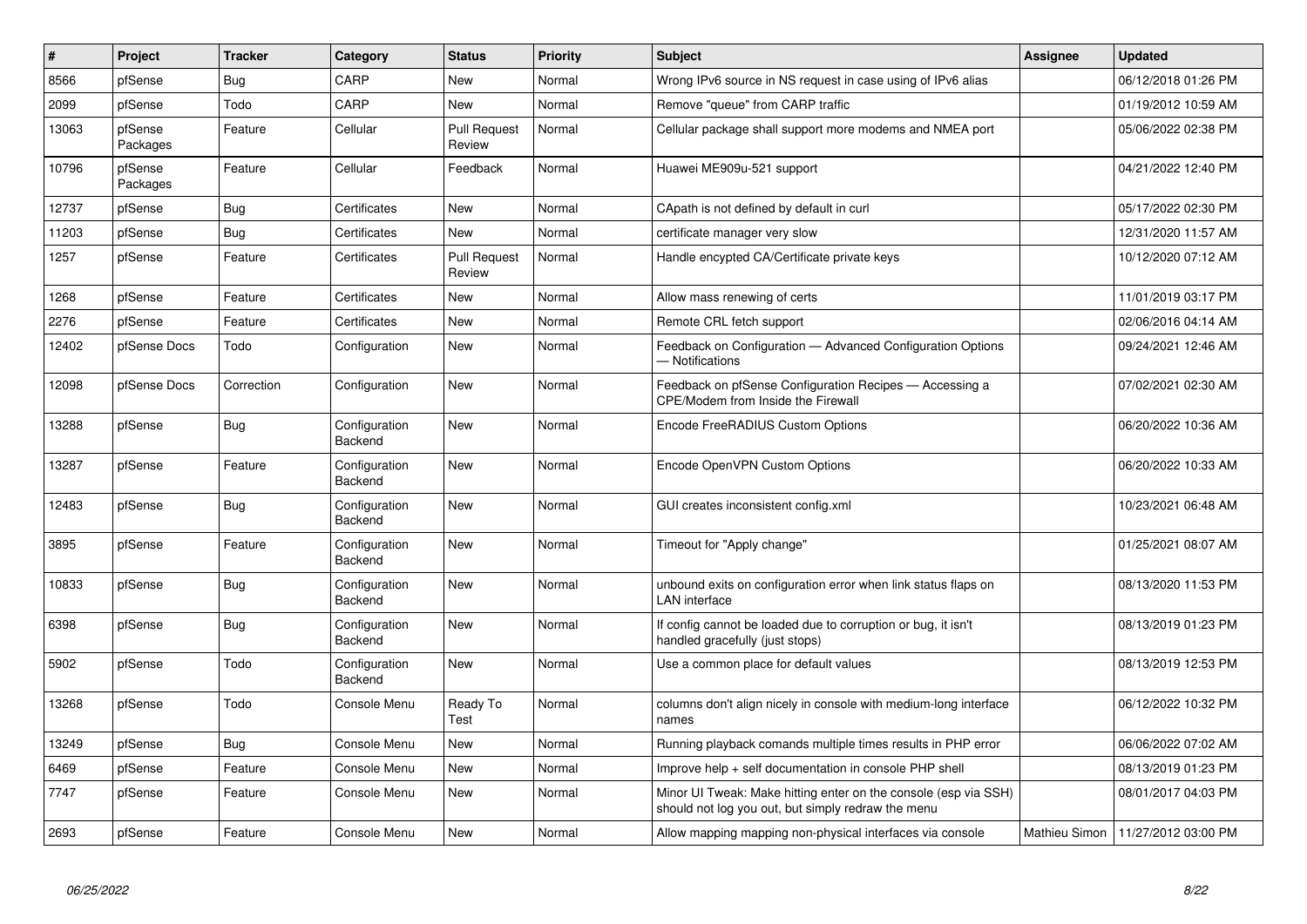| # | Project | Tracker | Category | Status | Priority | Subject | Assignee | Updated |
|---|---|---|---|---|---|---|---|---|
| 8566 | pfSense | Bug | CARP | New | Normal | Wrong IPv6 source in NS request in case using of IPv6 alias | | 06/12/2018 01:26 PM |
| 2099 | pfSense | Todo | CARP | New | Normal | Remove "queue" from CARP traffic | | 01/19/2012 10:59 AM |
| 13063 | pfSense Packages | Feature | Cellular | Pull Request Review | Normal | Cellular package shall support more modems and NMEA port | | 05/06/2022 02:38 PM |
| 10796 | pfSense Packages | Feature | Cellular | Feedback | Normal | Huawei ME909u-521 support | | 04/21/2022 12:40 PM |
| 12737 | pfSense | Bug | Certificates | New | Normal | CApath is not defined by default in curl | | 05/17/2022 02:30 PM |
| 11203 | pfSense | Bug | Certificates | New | Normal | certificate manager very slow | | 12/31/2020 11:57 AM |
| 1257 | pfSense | Feature | Certificates | Pull Request Review | Normal | Handle encypted CA/Certificate private keys | | 10/12/2020 07:12 AM |
| 1268 | pfSense | Feature | Certificates | New | Normal | Allow mass renewing of certs | | 11/01/2019 03:17 PM |
| 2276 | pfSense | Feature | Certificates | New | Normal | Remote CRL fetch support | | 02/06/2016 04:14 AM |
| 12402 | pfSense Docs | Todo | Configuration | New | Normal | Feedback on Configuration — Advanced Configuration Options — Notifications | | 09/24/2021 12:46 AM |
| 12098 | pfSense Docs | Correction | Configuration | New | Normal | Feedback on pfSense Configuration Recipes — Accessing a CPE/Modem from Inside the Firewall | | 07/02/2021 02:30 AM |
| 13288 | pfSense | Bug | Configuration Backend | New | Normal | Encode FreeRADIUS Custom Options | | 06/20/2022 10:36 AM |
| 13287 | pfSense | Feature | Configuration Backend | New | Normal | Encode OpenVPN Custom Options | | 06/20/2022 10:33 AM |
| 12483 | pfSense | Bug | Configuration Backend | New | Normal | GUI creates inconsistent config.xml | | 10/23/2021 06:48 AM |
| 3895 | pfSense | Feature | Configuration Backend | New | Normal | Timeout for "Apply change" | | 01/25/2021 08:07 AM |
| 10833 | pfSense | Bug | Configuration Backend | New | Normal | unbound exits on configuration error when link status flaps on LAN interface | | 08/13/2020 11:53 PM |
| 6398 | pfSense | Bug | Configuration Backend | New | Normal | If config cannot be loaded due to corruption or bug, it isn't handled gracefully (just stops) | | 08/13/2019 01:23 PM |
| 5902 | pfSense | Todo | Configuration Backend | New | Normal | Use a common place for default values | | 08/13/2019 12:53 PM |
| 13268 | pfSense | Todo | Console Menu | Ready To Test | Normal | columns don't align nicely in console with medium-long interface names | | 06/12/2022 10:32 PM |
| 13249 | pfSense | Bug | Console Menu | New | Normal | Running playback comands multiple times results in PHP error | | 06/06/2022 07:02 AM |
| 6469 | pfSense | Feature | Console Menu | New | Normal | Improve help + self documentation in console PHP shell | | 08/13/2019 01:23 PM |
| 7747 | pfSense | Feature | Console Menu | New | Normal | Minor UI Tweak: Make hitting enter on the console (esp via SSH) should not log you out, but simply redraw the menu | | 08/01/2017 04:03 PM |
| 2693 | pfSense | Feature | Console Menu | New | Normal | Allow mapping mapping non-physical interfaces via console | Mathieu Simon | 11/27/2012 03:00 PM |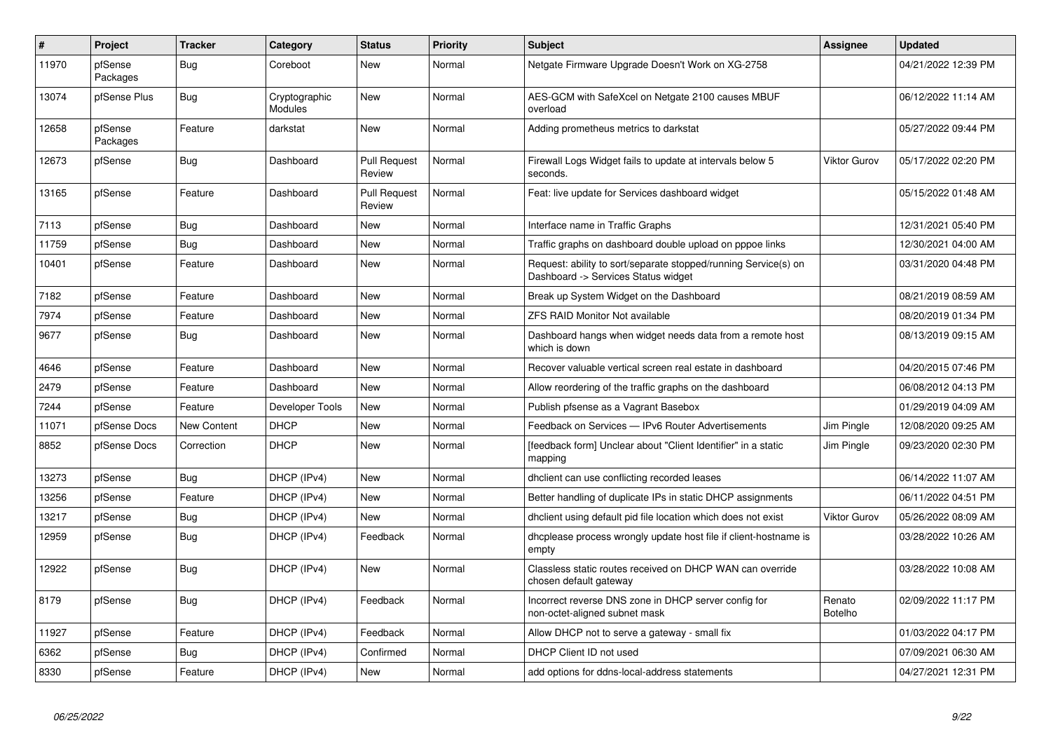| # | Project | Tracker | Category | Status | Priority | Subject | Assignee | Updated |
| --- | --- | --- | --- | --- | --- | --- | --- | --- |
| 11970 | pfSense Packages | Bug | Coreboot | New | Normal | Netgate Firmware Upgrade Doesn't Work on XG-2758 | | 04/21/2022 12:39 PM |
| 13074 | pfSense Plus | Bug | Cryptographic Modules | New | Normal | AES-GCM with SafeXcel on Netgate 2100 causes MBUF overload | | 06/12/2022 11:14 AM |
| 12658 | pfSense Packages | Feature | darkstat | New | Normal | Adding prometheus metrics to darkstat | | 05/27/2022 09:44 PM |
| 12673 | pfSense | Bug | Dashboard | Pull Request Review | Normal | Firewall Logs Widget fails to update at intervals below 5 seconds. | Viktor Gurov | 05/17/2022 02:20 PM |
| 13165 | pfSense | Feature | Dashboard | Pull Request Review | Normal | Feat: live update for Services dashboard widget | | 05/15/2022 01:48 AM |
| 7113 | pfSense | Bug | Dashboard | New | Normal | Interface name in Traffic Graphs | | 12/31/2021 05:40 PM |
| 11759 | pfSense | Bug | Dashboard | New | Normal | Traffic graphs on dashboard double upload on pppoe links | | 12/30/2021 04:00 AM |
| 10401 | pfSense | Feature | Dashboard | New | Normal | Request: ability to sort/separate stopped/running Service(s) on Dashboard -> Services Status widget | | 03/31/2020 04:48 PM |
| 7182 | pfSense | Feature | Dashboard | New | Normal | Break up System Widget on the Dashboard | | 08/21/2019 08:59 AM |
| 7974 | pfSense | Feature | Dashboard | New | Normal | ZFS RAID Monitor Not available | | 08/20/2019 01:34 PM |
| 9677 | pfSense | Bug | Dashboard | New | Normal | Dashboard hangs when widget needs data from a remote host which is down | | 08/13/2019 09:15 AM |
| 4646 | pfSense | Feature | Dashboard | New | Normal | Recover valuable vertical screen real estate in dashboard | | 04/20/2015 07:46 PM |
| 2479 | pfSense | Feature | Dashboard | New | Normal | Allow reordering of the traffic graphs on the dashboard | | 06/08/2012 04:13 PM |
| 7244 | pfSense | Feature | Developer Tools | New | Normal | Publish pfsense as a Vagrant Basebox | | 01/29/2019 04:09 AM |
| 11071 | pfSense Docs | New Content | DHCP | New | Normal | Feedback on Services — IPv6 Router Advertisements | Jim Pingle | 12/08/2020 09:25 AM |
| 8852 | pfSense Docs | Correction | DHCP | New | Normal | [feedback form] Unclear about "Client Identifier" in a static mapping | Jim Pingle | 09/23/2020 02:30 PM |
| 13273 | pfSense | Bug | DHCP (IPv4) | New | Normal | dhclient can use conflicting recorded leases | | 06/14/2022 11:07 AM |
| 13256 | pfSense | Feature | DHCP (IPv4) | New | Normal | Better handling of duplicate IPs in static DHCP assignments | | 06/11/2022 04:51 PM |
| 13217 | pfSense | Bug | DHCP (IPv4) | New | Normal | dhclient using default pid file location which does not exist | Viktor Gurov | 05/26/2022 08:09 AM |
| 12959 | pfSense | Bug | DHCP (IPv4) | Feedback | Normal | dhcplease process wrongly update host file if client-hostname is empty | | 03/28/2022 10:26 AM |
| 12922 | pfSense | Bug | DHCP (IPv4) | New | Normal | Classless static routes received on DHCP WAN can override chosen default gateway | | 03/28/2022 10:08 AM |
| 8179 | pfSense | Bug | DHCP (IPv4) | Feedback | Normal | Incorrect reverse DNS zone in DHCP server config for non-octet-aligned subnet mask | Renato Botelho | 02/09/2022 11:17 PM |
| 11927 | pfSense | Feature | DHCP (IPv4) | Feedback | Normal | Allow DHCP not to serve a gateway - small fix | | 01/03/2022 04:17 PM |
| 6362 | pfSense | Bug | DHCP (IPv4) | Confirmed | Normal | DHCP Client ID not used | | 07/09/2021 06:30 AM |
| 8330 | pfSense | Feature | DHCP (IPv4) | New | Normal | add options for ddns-local-address statements | | 04/27/2021 12:31 PM |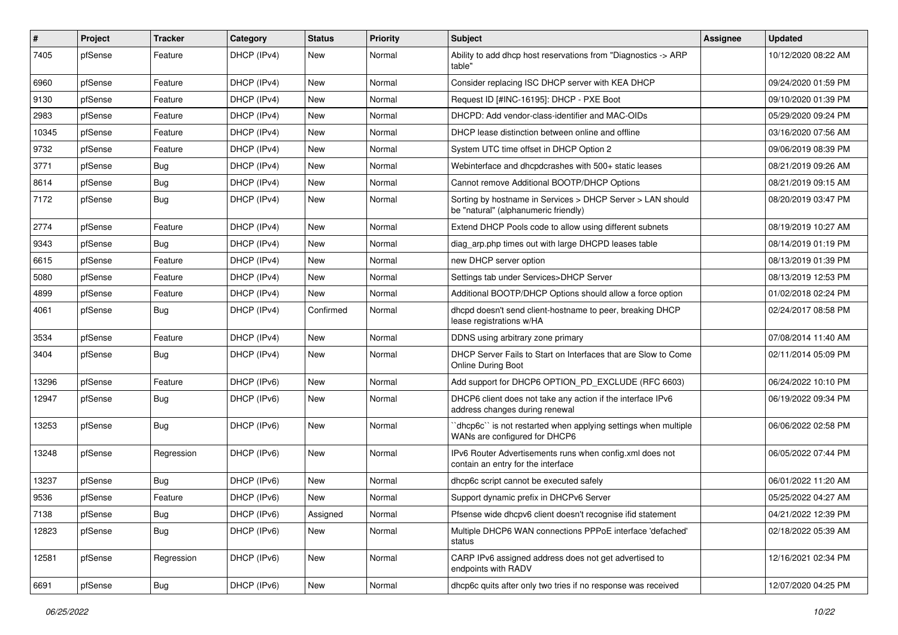| # | Project | Tracker | Category | Status | Priority | Subject | Assignee | Updated |
|---|---|---|---|---|---|---|---|---|
| 7405 | pfSense | Feature | DHCP (IPv4) | New | Normal | Ability to add dhcp host reservations from "Diagnostics -> ARP table" | | 10/12/2020 08:22 AM |
| 6960 | pfSense | Feature | DHCP (IPv4) | New | Normal | Consider replacing ISC DHCP server with KEA DHCP | | 09/24/2020 01:59 PM |
| 9130 | pfSense | Feature | DHCP (IPv4) | New | Normal | Request ID [#INC-16195]: DHCP - PXE Boot | | 09/10/2020 01:39 PM |
| 2983 | pfSense | Feature | DHCP (IPv4) | New | Normal | DHCPD: Add vendor-class-identifier and MAC-OIDs | | 05/29/2020 09:24 PM |
| 10345 | pfSense | Feature | DHCP (IPv4) | New | Normal | DHCP lease distinction between online and offline | | 03/16/2020 07:56 AM |
| 9732 | pfSense | Feature | DHCP (IPv4) | New | Normal | System UTC time offset in DHCP Option 2 | | 09/06/2019 08:39 PM |
| 3771 | pfSense | Bug | DHCP (IPv4) | New | Normal | Webinterface and dhcpdcrashes with 500+ static leases | | 08/21/2019 09:26 AM |
| 8614 | pfSense | Bug | DHCP (IPv4) | New | Normal | Cannot remove Additional BOOTP/DHCP Options | | 08/21/2019 09:15 AM |
| 7172 | pfSense | Bug | DHCP (IPv4) | New | Normal | Sorting by hostname in Services > DHCP Server > LAN should be "natural" (alphanumeric friendly) | | 08/20/2019 03:47 PM |
| 2774 | pfSense | Feature | DHCP (IPv4) | New | Normal | Extend DHCP Pools code to allow using different subnets | | 08/19/2019 10:27 AM |
| 9343 | pfSense | Bug | DHCP (IPv4) | New | Normal | diag_arp.php times out with large DHCPD leases table | | 08/14/2019 01:19 PM |
| 6615 | pfSense | Feature | DHCP (IPv4) | New | Normal | new DHCP server option | | 08/13/2019 01:39 PM |
| 5080 | pfSense | Feature | DHCP (IPv4) | New | Normal | Settings tab under Services>DHCP Server | | 08/13/2019 12:53 PM |
| 4899 | pfSense | Feature | DHCP (IPv4) | New | Normal | Additional BOOTP/DHCP Options should allow a force option | | 01/02/2018 02:24 PM |
| 4061 | pfSense | Bug | DHCP (IPv4) | Confirmed | Normal | dhcpd doesn't send client-hostname to peer, breaking DHCP lease registrations w/HA | | 02/24/2017 08:58 PM |
| 3534 | pfSense | Feature | DHCP (IPv4) | New | Normal | DDNS using arbitrary zone primary | | 07/08/2014 11:40 AM |
| 3404 | pfSense | Bug | DHCP (IPv4) | New | Normal | DHCP Server Fails to Start on Interfaces that are Slow to Come Online During Boot | | 02/11/2014 05:09 PM |
| 13296 | pfSense | Feature | DHCP (IPv6) | New | Normal | Add support for DHCP6 OPTION_PD_EXCLUDE (RFC 6603) | | 06/24/2022 10:10 PM |
| 12947 | pfSense | Bug | DHCP (IPv6) | New | Normal | DHCP6 client does not take any action if the interface IPv6 address changes during renewal | | 06/19/2022 09:34 PM |
| 13253 | pfSense | Bug | DHCP (IPv6) | New | Normal | ``dhcp6c`` is not restarted when applying settings when multiple WANs are configured for DHCP6 | | 06/06/2022 02:58 PM |
| 13248 | pfSense | Regression | DHCP (IPv6) | New | Normal | IPv6 Router Advertisements runs when config.xml does not contain an entry for the interface | | 06/05/2022 07:44 PM |
| 13237 | pfSense | Bug | DHCP (IPv6) | New | Normal | dhcp6c script cannot be executed safely | | 06/01/2022 11:20 AM |
| 9536 | pfSense | Feature | DHCP (IPv6) | New | Normal | Support dynamic prefix in DHCPv6 Server | | 05/25/2022 04:27 AM |
| 7138 | pfSense | Bug | DHCP (IPv6) | Assigned | Normal | Pfsense wide dhcpv6 client doesn't recognise ifid statement | | 04/21/2022 12:39 PM |
| 12823 | pfSense | Bug | DHCP (IPv6) | New | Normal | Multiple DHCP6 WAN connections PPPoE interface 'defached' status | | 02/18/2022 05:39 AM |
| 12581 | pfSense | Regression | DHCP (IPv6) | New | Normal | CARP IPv6 assigned address does not get advertised to endpoints with RADV | | 12/16/2021 02:34 PM |
| 6691 | pfSense | Bug | DHCP (IPv6) | New | Normal | dhcp6c quits after only two tries if no response was received | | 12/07/2020 04:25 PM |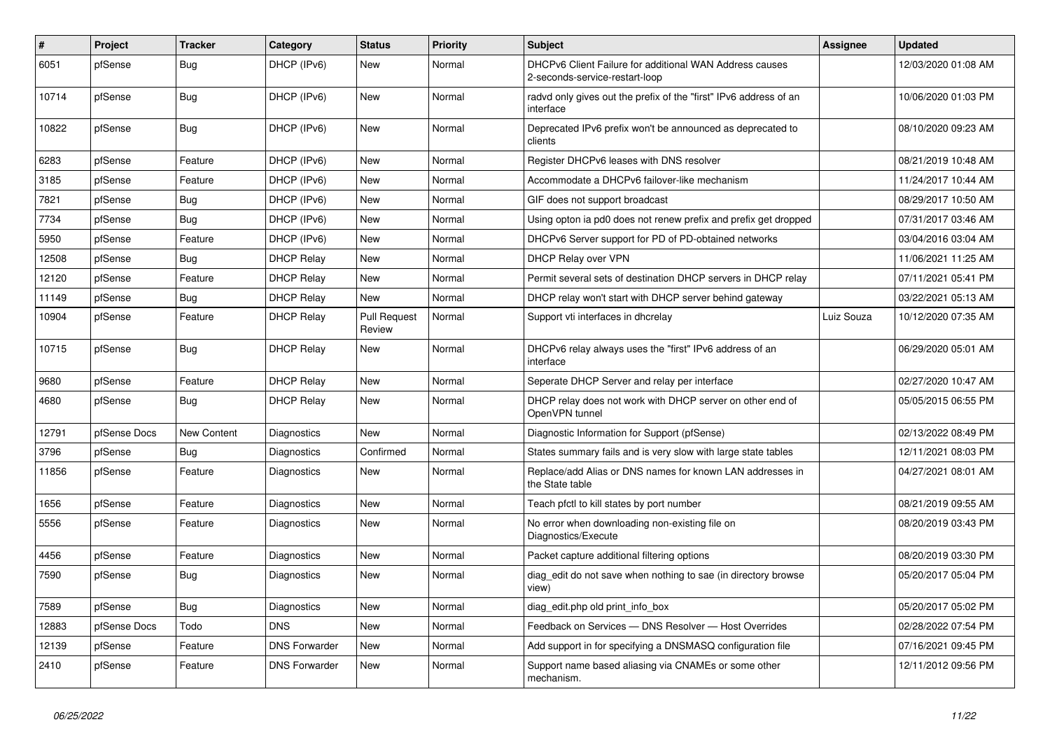| # | Project | Tracker | Category | Status | Priority | Subject | Assignee | Updated |
|---|---|---|---|---|---|---|---|---|
| 6051 | pfSense | Bug | DHCP (IPv6) | New | Normal | DHCPv6 Client Failure for additional WAN Address causes 2-seconds-service-restart-loop | | 12/03/2020 01:08 AM |
| 10714 | pfSense | Bug | DHCP (IPv6) | New | Normal | radvd only gives out the prefix of the "first" IPv6 address of an interface | | 10/06/2020 01:03 PM |
| 10822 | pfSense | Bug | DHCP (IPv6) | New | Normal | Deprecated IPv6 prefix won't be announced as deprecated to clients | | 08/10/2020 09:23 AM |
| 6283 | pfSense | Feature | DHCP (IPv6) | New | Normal | Register DHCPv6 leases with DNS resolver | | 08/21/2019 10:48 AM |
| 3185 | pfSense | Feature | DHCP (IPv6) | New | Normal | Accommodate a DHCPv6 failover-like mechanism | | 11/24/2017 10:44 AM |
| 7821 | pfSense | Bug | DHCP (IPv6) | New | Normal | GIF does not support broadcast | | 08/29/2017 10:50 AM |
| 7734 | pfSense | Bug | DHCP (IPv6) | New | Normal | Using opton ia pd0 does not renew prefix and prefix get dropped | | 07/31/2017 03:46 AM |
| 5950 | pfSense | Feature | DHCP (IPv6) | New | Normal | DHCPv6 Server support for PD of PD-obtained networks | | 03/04/2016 03:04 AM |
| 12508 | pfSense | Bug | DHCP Relay | New | Normal | DHCP Relay over VPN | | 11/06/2021 11:25 AM |
| 12120 | pfSense | Feature | DHCP Relay | New | Normal | Permit several sets of destination DHCP servers in DHCP relay | | 07/11/2021 05:41 PM |
| 11149 | pfSense | Bug | DHCP Relay | New | Normal | DHCP relay won't start with DHCP server behind gateway | | 03/22/2021 05:13 AM |
| 10904 | pfSense | Feature | DHCP Relay | Pull Request Review | Normal | Support vti interfaces in dhcrelay | Luiz Souza | 10/12/2020 07:35 AM |
| 10715 | pfSense | Bug | DHCP Relay | New | Normal | DHCPv6 relay always uses the "first" IPv6 address of an interface | | 06/29/2020 05:01 AM |
| 9680 | pfSense | Feature | DHCP Relay | New | Normal | Seperate DHCP Server and relay per interface | | 02/27/2020 10:47 AM |
| 4680 | pfSense | Bug | DHCP Relay | New | Normal | DHCP relay does not work with DHCP server on other end of OpenVPN tunnel | | 05/05/2015 06:55 PM |
| 12791 | pfSense Docs | New Content | Diagnostics | New | Normal | Diagnostic Information for Support (pfSense) | | 02/13/2022 08:49 PM |
| 3796 | pfSense | Bug | Diagnostics | Confirmed | Normal | States summary fails and is very slow with large state tables | | 12/11/2021 08:03 PM |
| 11856 | pfSense | Feature | Diagnostics | New | Normal | Replace/add Alias or DNS names for known LAN addresses in the State table | | 04/27/2021 08:01 AM |
| 1656 | pfSense | Feature | Diagnostics | New | Normal | Teach pfctl to kill states by port number | | 08/21/2019 09:55 AM |
| 5556 | pfSense | Feature | Diagnostics | New | Normal | No error when downloading non-existing file on Diagnostics/Execute | | 08/20/2019 03:43 PM |
| 4456 | pfSense | Feature | Diagnostics | New | Normal | Packet capture additional filtering options | | 08/20/2019 03:30 PM |
| 7590 | pfSense | Bug | Diagnostics | New | Normal | diag_edit do not save when nothing to sae (in directory browse view) | | 05/20/2017 05:04 PM |
| 7589 | pfSense | Bug | Diagnostics | New | Normal | diag_edit.php old print_info_box | | 05/20/2017 05:02 PM |
| 12883 | pfSense Docs | Todo | DNS | New | Normal | Feedback on Services — DNS Resolver — Host Overrides | | 02/28/2022 07:54 PM |
| 12139 | pfSense | Feature | DNS Forwarder | New | Normal | Add support in for specifying a DNSMASQ configuration file | | 07/16/2021 09:45 PM |
| 2410 | pfSense | Feature | DNS Forwarder | New | Normal | Support name based aliasing via CNAMEs or some other mechanism. | | 12/11/2012 09:56 PM |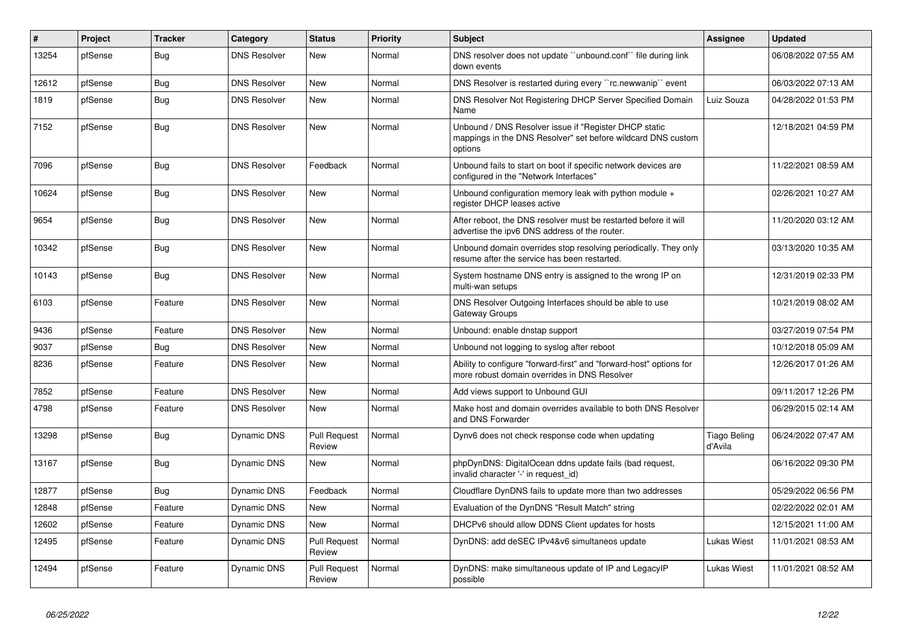| # | Project | Tracker | Category | Status | Priority | Subject | Assignee | Updated |
|---|---|---|---|---|---|---|---|---|
| 13254 | pfSense | Bug | DNS Resolver | New | Normal | DNS resolver does not update ``unbound.conf`` file during link down events | | 06/08/2022 07:55 AM |
| 12612 | pfSense | Bug | DNS Resolver | New | Normal | DNS Resolver is restarted during every ``rc.newwanip`` event | | 06/03/2022 07:13 AM |
| 1819 | pfSense | Bug | DNS Resolver | New | Normal | DNS Resolver Not Registering DHCP Server Specified Domain Name | Luiz Souza | 04/28/2022 01:53 PM |
| 7152 | pfSense | Bug | DNS Resolver | New | Normal | Unbound / DNS Resolver issue if "Register DHCP static mappings in the DNS Resolver" set before wildcard DNS custom options | | 12/18/2021 04:59 PM |
| 7096 | pfSense | Bug | DNS Resolver | Feedback | Normal | Unbound fails to start on boot if specific network devices are configured in the "Network Interfaces" | | 11/22/2021 08:59 AM |
| 10624 | pfSense | Bug | DNS Resolver | New | Normal | Unbound configuration memory leak with python module + register DHCP leases active | | 02/26/2021 10:27 AM |
| 9654 | pfSense | Bug | DNS Resolver | New | Normal | After reboot, the DNS resolver must be restarted before it will advertise the ipv6 DNS address of the router. | | 11/20/2020 03:12 AM |
| 10342 | pfSense | Bug | DNS Resolver | New | Normal | Unbound domain overrides stop resolving periodically. They only resume after the service has been restarted. | | 03/13/2020 10:35 AM |
| 10143 | pfSense | Bug | DNS Resolver | New | Normal | System hostname DNS entry is assigned to the wrong IP on multi-wan setups | | 12/31/2019 02:33 PM |
| 6103 | pfSense | Feature | DNS Resolver | New | Normal | DNS Resolver Outgoing Interfaces should be able to use Gateway Groups | | 10/21/2019 08:02 AM |
| 9436 | pfSense | Feature | DNS Resolver | New | Normal | Unbound: enable dnstap support | | 03/27/2019 07:54 PM |
| 9037 | pfSense | Bug | DNS Resolver | New | Normal | Unbound not logging to syslog after reboot | | 10/12/2018 05:09 AM |
| 8236 | pfSense | Feature | DNS Resolver | New | Normal | Ability to configure "forward-first" and "forward-host" options for more robust domain overrides in DNS Resolver | | 12/26/2017 01:26 AM |
| 7852 | pfSense | Feature | DNS Resolver | New | Normal | Add views support to Unbound GUI | | 09/11/2017 12:26 PM |
| 4798 | pfSense | Feature | DNS Resolver | New | Normal | Make host and domain overrides available to both DNS Resolver and DNS Forwarder | | 06/29/2015 02:14 AM |
| 13298 | pfSense | Bug | Dynamic DNS | Pull Request Review | Normal | Dynv6 does not check response code when updating | Tiago Beling d'Avila | 06/24/2022 07:47 AM |
| 13167 | pfSense | Bug | Dynamic DNS | New | Normal | phpDynDNS: DigitalOcean ddns update fails (bad request, invalid character '-' in request_id) | | 06/16/2022 09:30 PM |
| 12877 | pfSense | Bug | Dynamic DNS | Feedback | Normal | Cloudflare DynDNS fails to update more than two addresses | | 05/29/2022 06:56 PM |
| 12848 | pfSense | Feature | Dynamic DNS | New | Normal | Evaluation of the DynDNS "Result Match" string | | 02/22/2022 02:01 AM |
| 12602 | pfSense | Feature | Dynamic DNS | New | Normal | DHCPv6 should allow DDNS Client updates for hosts | | 12/15/2021 11:00 AM |
| 12495 | pfSense | Feature | Dynamic DNS | Pull Request Review | Normal | DynDNS: add deSEC IPv4&v6 simultaneos update | Lukas Wiest | 11/01/2021 08:53 AM |
| 12494 | pfSense | Feature | Dynamic DNS | Pull Request Review | Normal | DynDNS: make simultaneous update of IP and LegacyIP possible | Lukas Wiest | 11/01/2021 08:52 AM |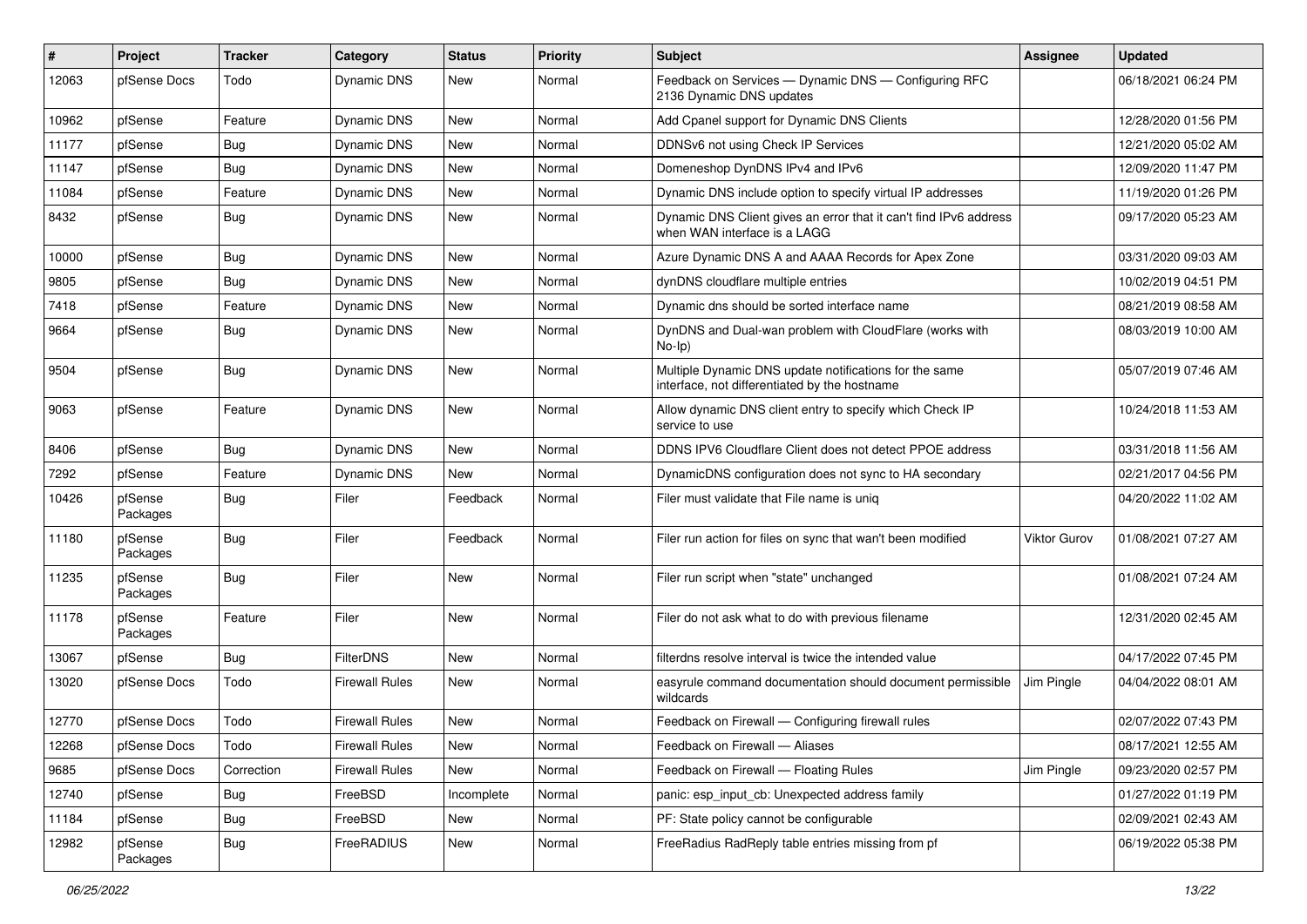| # | Project | Tracker | Category | Status | Priority | Subject | Assignee | Updated |
|---|---|---|---|---|---|---|---|---|
| 12063 | pfSense Docs | Todo | Dynamic DNS | New | Normal | Feedback on Services — Dynamic DNS — Configuring RFC 2136 Dynamic DNS updates | | 06/18/2021 06:24 PM |
| 10962 | pfSense | Feature | Dynamic DNS | New | Normal | Add Cpanel support for Dynamic DNS Clients | | 12/28/2020 01:56 PM |
| 11177 | pfSense | Bug | Dynamic DNS | New | Normal | DDNSv6 not using Check IP Services | | 12/21/2020 05:02 AM |
| 11147 | pfSense | Bug | Dynamic DNS | New | Normal | Domeneshop DynDNS IPv4 and IPv6 | | 12/09/2020 11:47 PM |
| 11084 | pfSense | Feature | Dynamic DNS | New | Normal | Dynamic DNS include option to specify virtual IP addresses | | 11/19/2020 01:26 PM |
| 8432 | pfSense | Bug | Dynamic DNS | New | Normal | Dynamic DNS Client gives an error that it can't find IPv6 address when WAN interface is a LAGG | | 09/17/2020 05:23 AM |
| 10000 | pfSense | Bug | Dynamic DNS | New | Normal | Azure Dynamic DNS A and AAAA Records for Apex Zone | | 03/31/2020 09:03 AM |
| 9805 | pfSense | Bug | Dynamic DNS | New | Normal | dynDNS cloudflare multiple entries | | 10/02/2019 04:51 PM |
| 7418 | pfSense | Feature | Dynamic DNS | New | Normal | Dynamic dns should be sorted interface name | | 08/21/2019 08:58 AM |
| 9664 | pfSense | Bug | Dynamic DNS | New | Normal | DynDNS and Dual-wan problem with CloudFlare (works with No-Ip) | | 08/03/2019 10:00 AM |
| 9504 | pfSense | Bug | Dynamic DNS | New | Normal | Multiple Dynamic DNS update notifications for the same interface, not differentiated by the hostname | | 05/07/2019 07:46 AM |
| 9063 | pfSense | Feature | Dynamic DNS | New | Normal | Allow dynamic DNS client entry to specify which Check IP service to use | | 10/24/2018 11:53 AM |
| 8406 | pfSense | Bug | Dynamic DNS | New | Normal | DDNS IPV6 Cloudflare Client does not detect PPOE address | | 03/31/2018 11:56 AM |
| 7292 | pfSense | Feature | Dynamic DNS | New | Normal | DynamicDNS configuration does not sync to HA secondary | | 02/21/2017 04:56 PM |
| 10426 | pfSense Packages | Bug | Filer | Feedback | Normal | Filer must validate that File name is uniq | | 04/20/2022 11:02 AM |
| 11180 | pfSense Packages | Bug | Filer | Feedback | Normal | Filer run action for files on sync that wan't been modified | Viktor Gurov | 01/08/2021 07:27 AM |
| 11235 | pfSense Packages | Bug | Filer | New | Normal | Filer run script when "state" unchanged | | 01/08/2021 07:24 AM |
| 11178 | pfSense Packages | Feature | Filer | New | Normal | Filer do not ask what to do with previous filename | | 12/31/2020 02:45 AM |
| 13067 | pfSense | Bug | FilterDNS | New | Normal | filterdns resolve interval is twice the intended value | | 04/17/2022 07:45 PM |
| 13020 | pfSense Docs | Todo | Firewall Rules | New | Normal | easyrule command documentation should document permissible wildcards | Jim Pingle | 04/04/2022 08:01 AM |
| 12770 | pfSense Docs | Todo | Firewall Rules | New | Normal | Feedback on Firewall — Configuring firewall rules | | 02/07/2022 07:43 PM |
| 12268 | pfSense Docs | Todo | Firewall Rules | New | Normal | Feedback on Firewall — Aliases | | 08/17/2021 12:55 AM |
| 9685 | pfSense Docs | Correction | Firewall Rules | New | Normal | Feedback on Firewall — Floating Rules | Jim Pingle | 09/23/2020 02:57 PM |
| 12740 | pfSense | Bug | FreeBSD | Incomplete | Normal | panic: esp_input_cb: Unexpected address family | | 01/27/2022 01:19 PM |
| 11184 | pfSense | Bug | FreeBSD | New | Normal | PF: State policy cannot be configurable | | 02/09/2021 02:43 AM |
| 12982 | pfSense Packages | Bug | FreeRADIUS | New | Normal | FreeRadius RadReply table entries missing from pf | | 06/19/2022 05:38 PM |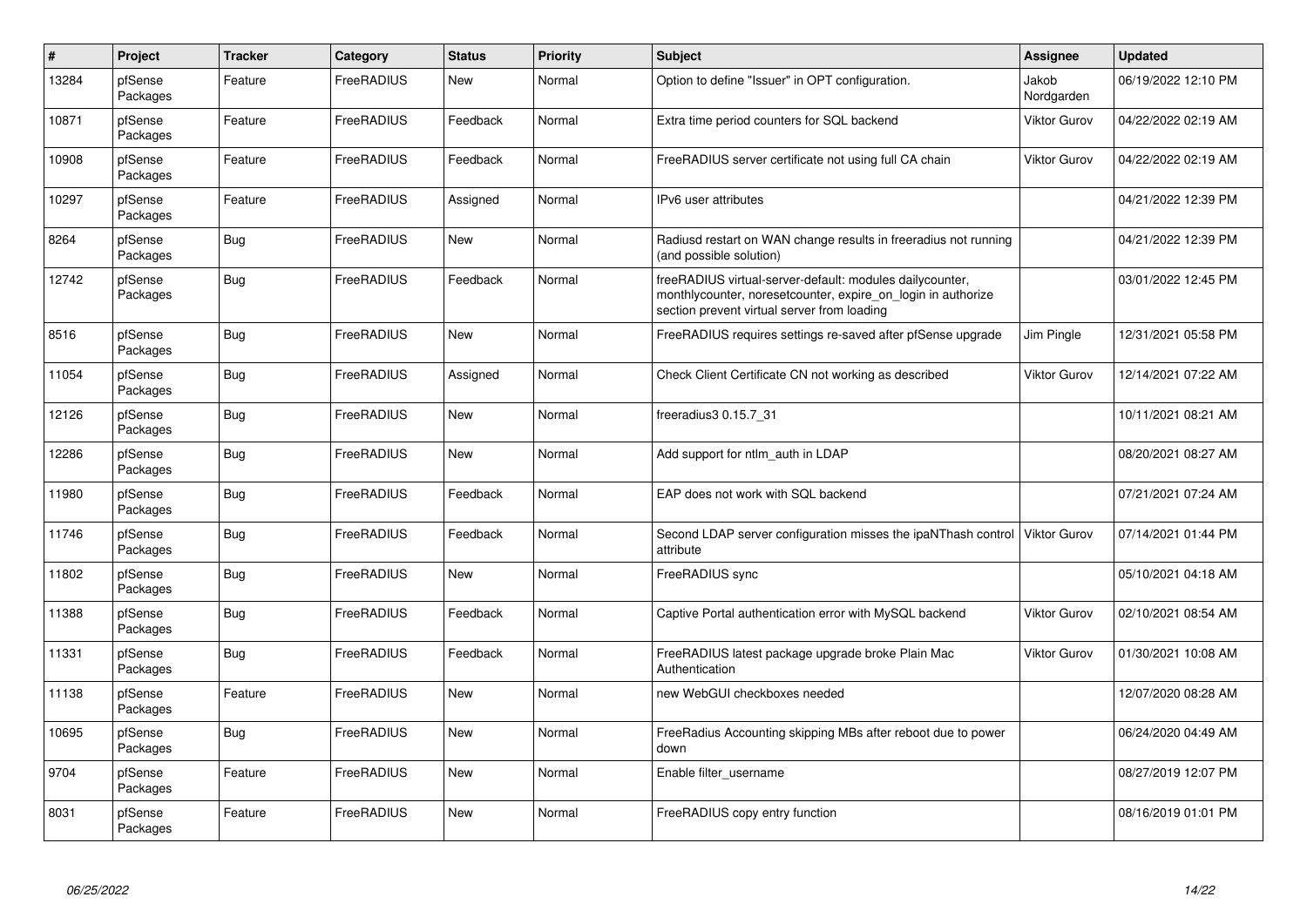| # | Project | Tracker | Category | Status | Priority | Subject | Assignee | Updated |
|---|---|---|---|---|---|---|---|---|
| 13284 | pfSense Packages | Feature | FreeRADIUS | New | Normal | Option to define "Issuer" in OPT configuration. | Jakob Nordgarden | 06/19/2022 12:10 PM |
| 10871 | pfSense Packages | Feature | FreeRADIUS | Feedback | Normal | Extra time period counters for SQL backend | Viktor Gurov | 04/22/2022 02:19 AM |
| 10908 | pfSense Packages | Feature | FreeRADIUS | Feedback | Normal | FreeRADIUS server certificate not using full CA chain | Viktor Gurov | 04/22/2022 02:19 AM |
| 10297 | pfSense Packages | Feature | FreeRADIUS | Assigned | Normal | IPv6 user attributes | | 04/21/2022 12:39 PM |
| 8264 | pfSense Packages | Bug | FreeRADIUS | New | Normal | Radiusd restart on WAN change results in freeradius not running (and possible solution) | | 04/21/2022 12:39 PM |
| 12742 | pfSense Packages | Bug | FreeRADIUS | Feedback | Normal | freeRADIUS virtual-server-default: modules dailycounter, monthlycounter, noresetcounter, expire_on_login in authorize section prevent virtual server from loading | | 03/01/2022 12:45 PM |
| 8516 | pfSense Packages | Bug | FreeRADIUS | New | Normal | FreeRADIUS requires settings re-saved after pfSense upgrade | Jim Pingle | 12/31/2021 05:58 PM |
| 11054 | pfSense Packages | Bug | FreeRADIUS | Assigned | Normal | Check Client Certificate CN not working as described | Viktor Gurov | 12/14/2021 07:22 AM |
| 12126 | pfSense Packages | Bug | FreeRADIUS | New | Normal | freeradius3 0.15.7_31 | | 10/11/2021 08:21 AM |
| 12286 | pfSense Packages | Bug | FreeRADIUS | New | Normal | Add support for ntlm_auth in LDAP | | 08/20/2021 08:27 AM |
| 11980 | pfSense Packages | Bug | FreeRADIUS | Feedback | Normal | EAP does not work with SQL backend | | 07/21/2021 07:24 AM |
| 11746 | pfSense Packages | Bug | FreeRADIUS | Feedback | Normal | Second LDAP server configuration misses the ipaNThash control attribute | Viktor Gurov | 07/14/2021 01:44 PM |
| 11802 | pfSense Packages | Bug | FreeRADIUS | New | Normal | FreeRADIUS sync | | 05/10/2021 04:18 AM |
| 11388 | pfSense Packages | Bug | FreeRADIUS | Feedback | Normal | Captive Portal authentication error with MySQL backend | Viktor Gurov | 02/10/2021 08:54 AM |
| 11331 | pfSense Packages | Bug | FreeRADIUS | Feedback | Normal | FreeRADIUS latest package upgrade broke Plain Mac Authentication | Viktor Gurov | 01/30/2021 10:08 AM |
| 11138 | pfSense Packages | Feature | FreeRADIUS | New | Normal | new WebGUI checkboxes needed | | 12/07/2020 08:28 AM |
| 10695 | pfSense Packages | Bug | FreeRADIUS | New | Normal | FreeRadius Accounting skipping MBs after reboot due to power down | | 06/24/2020 04:49 AM |
| 9704 | pfSense Packages | Feature | FreeRADIUS | New | Normal | Enable filter_username | | 08/27/2019 12:07 PM |
| 8031 | pfSense Packages | Feature | FreeRADIUS | New | Normal | FreeRADIUS copy entry function | | 08/16/2019 01:01 PM |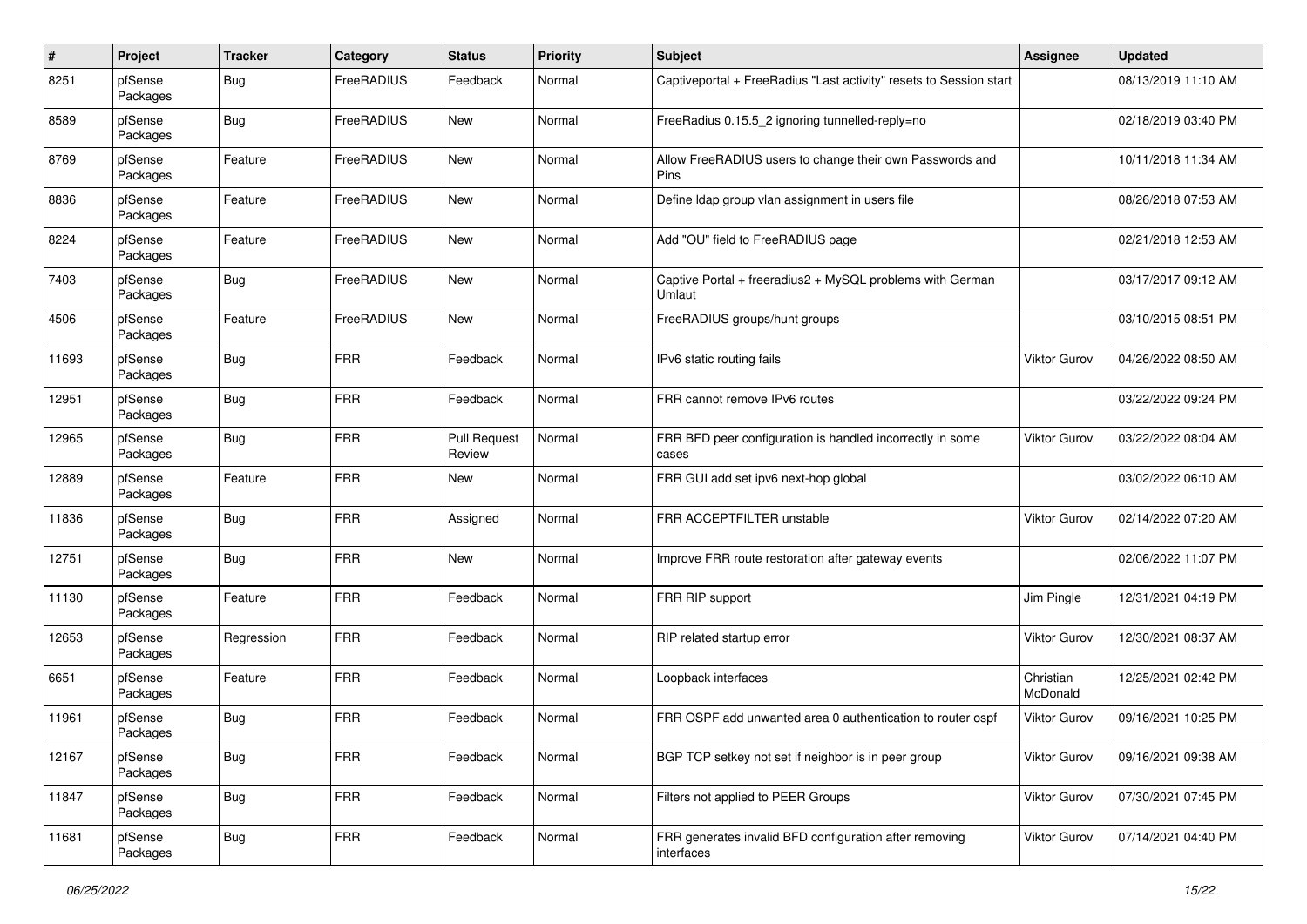| # | Project | Tracker | Category | Status | Priority | Subject | Assignee | Updated |
|---|---|---|---|---|---|---|---|---|
| 8251 | pfSense Packages | Bug | FreeRADIUS | Feedback | Normal | Captiveportal + FreeRadius "Last activity" resets to Session start | | 08/13/2019 11:10 AM |
| 8589 | pfSense Packages | Bug | FreeRADIUS | New | Normal | FreeRadius 0.15.5_2 ignoring tunnelled-reply=no | | 02/18/2019 03:40 PM |
| 8769 | pfSense Packages | Feature | FreeRADIUS | New | Normal | Allow FreeRADIUS users to change their own Passwords and Pins | | 10/11/2018 11:34 AM |
| 8836 | pfSense Packages | Feature | FreeRADIUS | New | Normal | Define ldap group vlan assignment in users file | | 08/26/2018 07:53 AM |
| 8224 | pfSense Packages | Feature | FreeRADIUS | New | Normal | Add "OU" field to FreeRADIUS page | | 02/21/2018 12:53 AM |
| 7403 | pfSense Packages | Bug | FreeRADIUS | New | Normal | Captive Portal + freeradius2 + MySQL problems with German Umlaut | | 03/17/2017 09:12 AM |
| 4506 | pfSense Packages | Feature | FreeRADIUS | New | Normal | FreeRADIUS groups/hunt groups | | 03/10/2015 08:51 PM |
| 11693 | pfSense Packages | Bug | FRR | Feedback | Normal | IPv6 static routing fails | Viktor Gurov | 04/26/2022 08:50 AM |
| 12951 | pfSense Packages | Bug | FRR | Feedback | Normal | FRR cannot remove IPv6 routes | | 03/22/2022 09:24 PM |
| 12965 | pfSense Packages | Bug | FRR | Pull Request Review | Normal | FRR BFD peer configuration is handled incorrectly in some cases | Viktor Gurov | 03/22/2022 08:04 AM |
| 12889 | pfSense Packages | Feature | FRR | New | Normal | FRR GUI add set ipv6 next-hop global | | 03/02/2022 06:10 AM |
| 11836 | pfSense Packages | Bug | FRR | Assigned | Normal | FRR ACCEPTFILTER unstable | Viktor Gurov | 02/14/2022 07:20 AM |
| 12751 | pfSense Packages | Bug | FRR | New | Normal | Improve FRR route restoration after gateway events | | 02/06/2022 11:07 PM |
| 11130 | pfSense Packages | Feature | FRR | Feedback | Normal | FRR RIP support | Jim Pingle | 12/31/2021 04:19 PM |
| 12653 | pfSense Packages | Regression | FRR | Feedback | Normal | RIP related startup error | Viktor Gurov | 12/30/2021 08:37 AM |
| 6651 | pfSense Packages | Feature | FRR | Feedback | Normal | Loopback interfaces | Christian McDonald | 12/25/2021 02:42 PM |
| 11961 | pfSense Packages | Bug | FRR | Feedback | Normal | FRR OSPF add unwanted area 0 authentication to router ospf | Viktor Gurov | 09/16/2021 10:25 PM |
| 12167 | pfSense Packages | Bug | FRR | Feedback | Normal | BGP TCP setkey not set if neighbor is in peer group | Viktor Gurov | 09/16/2021 09:38 AM |
| 11847 | pfSense Packages | Bug | FRR | Feedback | Normal | Filters not applied to PEER Groups | Viktor Gurov | 07/30/2021 07:45 PM |
| 11681 | pfSense Packages | Bug | FRR | Feedback | Normal | FRR generates invalid BFD configuration after removing interfaces | Viktor Gurov | 07/14/2021 04:40 PM |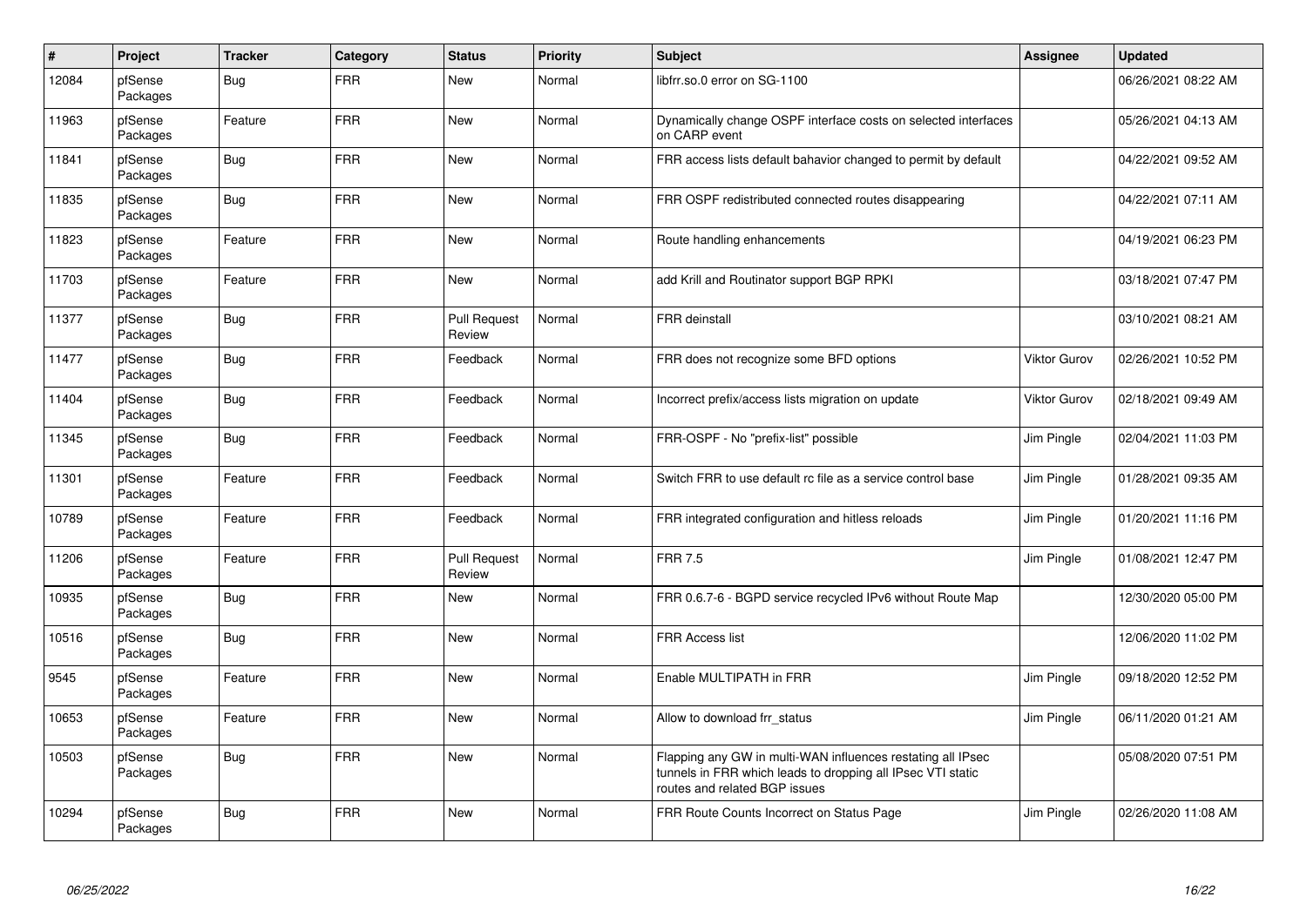| # | Project | Tracker | Category | Status | Priority | Subject | Assignee | Updated |
|---|---|---|---|---|---|---|---|---|
| 12084 | pfSense Packages | Bug | FRR | New | Normal | libfrr.so.0 error on SG-1100 | | 06/26/2021 08:22 AM |
| 11963 | pfSense Packages | Feature | FRR | New | Normal | Dynamically change OSPF interface costs on selected interfaces on CARP event | | 05/26/2021 04:13 AM |
| 11841 | pfSense Packages | Bug | FRR | New | Normal | FRR access lists default bahavior changed to permit by default | | 04/22/2021 09:52 AM |
| 11835 | pfSense Packages | Bug | FRR | New | Normal | FRR OSPF redistributed connected routes disappearing | | 04/22/2021 07:11 AM |
| 11823 | pfSense Packages | Feature | FRR | New | Normal | Route handling enhancements | | 04/19/2021 06:23 PM |
| 11703 | pfSense Packages | Feature | FRR | New | Normal | add Krill and Routinator support BGP RPKI | | 03/18/2021 07:47 PM |
| 11377 | pfSense Packages | Bug | FRR | Pull Request Review | Normal | FRR deinstall | | 03/10/2021 08:21 AM |
| 11477 | pfSense Packages | Bug | FRR | Feedback | Normal | FRR does not recognize some BFD options | Viktor Gurov | 02/26/2021 10:52 PM |
| 11404 | pfSense Packages | Bug | FRR | Feedback | Normal | Incorrect prefix/access lists migration on update | Viktor Gurov | 02/18/2021 09:49 AM |
| 11345 | pfSense Packages | Bug | FRR | Feedback | Normal | FRR-OSPF - No "prefix-list" possible | Jim Pingle | 02/04/2021 11:03 PM |
| 11301 | pfSense Packages | Feature | FRR | Feedback | Normal | Switch FRR to use default rc file as a service control base | Jim Pingle | 01/28/2021 09:35 AM |
| 10789 | pfSense Packages | Feature | FRR | Feedback | Normal | FRR integrated configuration and hitless reloads | Jim Pingle | 01/20/2021 11:16 PM |
| 11206 | pfSense Packages | Feature | FRR | Pull Request Review | Normal | FRR 7.5 | Jim Pingle | 01/08/2021 12:47 PM |
| 10935 | pfSense Packages | Bug | FRR | New | Normal | FRR 0.6.7-6 - BGPD service recycled IPv6 without Route Map | | 12/30/2020 05:00 PM |
| 10516 | pfSense Packages | Bug | FRR | New | Normal | FRR Access list | | 12/06/2020 11:02 PM |
| 9545 | pfSense Packages | Feature | FRR | New | Normal | Enable MULTIPATH in FRR | Jim Pingle | 09/18/2020 12:52 PM |
| 10653 | pfSense Packages | Feature | FRR | New | Normal | Allow to download frr_status | Jim Pingle | 06/11/2020 01:21 AM |
| 10503 | pfSense Packages | Bug | FRR | New | Normal | Flapping any GW in multi-WAN influences restating all IPsec tunnels in FRR which leads to dropping all IPsec VTI static routes and related BGP issues | | 05/08/2020 07:51 PM |
| 10294 | pfSense Packages | Bug | FRR | New | Normal | FRR Route Counts Incorrect on Status Page | Jim Pingle | 02/26/2020 11:08 AM |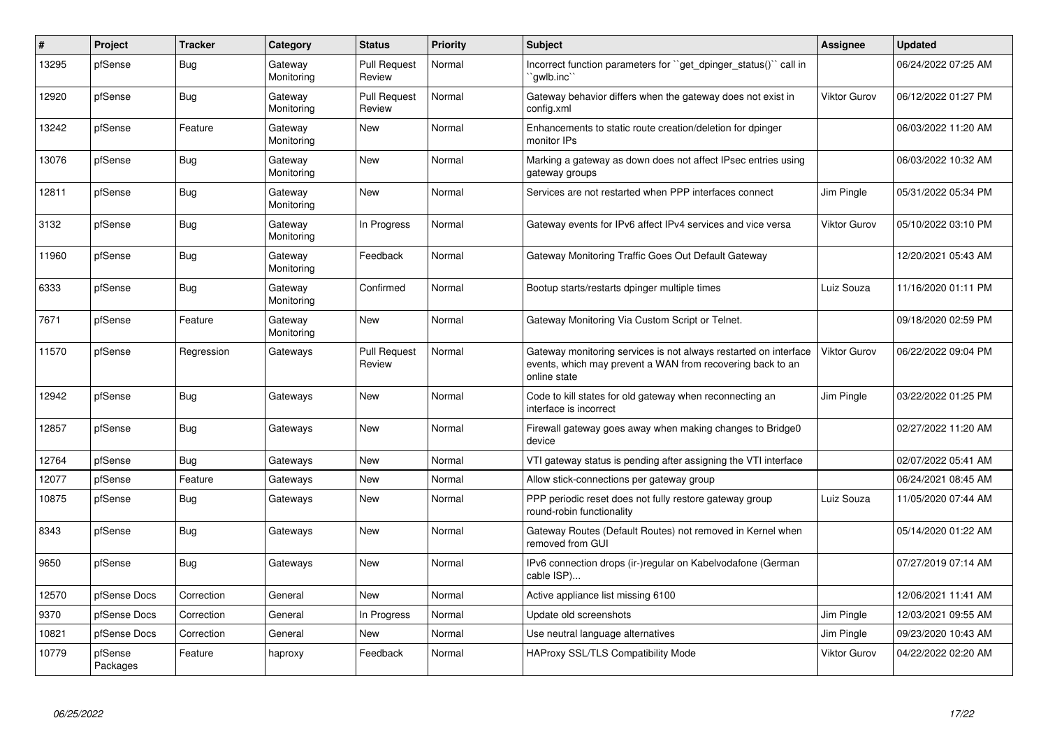| # | Project | Tracker | Category | Status | Priority | Subject | Assignee | Updated |
|---|---|---|---|---|---|---|---|---|
| 13295 | pfSense | Bug | Gateway Monitoring | Pull Request Review | Normal | Incorrect function parameters for ``get_dpinger_status()`` call in ``gwlb.inc`` | | 06/24/2022 07:25 AM |
| 12920 | pfSense | Bug | Gateway Monitoring | Pull Request Review | Normal | Gateway behavior differs when the gateway does not exist in config.xml | Viktor Gurov | 06/12/2022 01:27 PM |
| 13242 | pfSense | Feature | Gateway Monitoring | New | Normal | Enhancements to static route creation/deletion for dpinger monitor IPs | | 06/03/2022 11:20 AM |
| 13076 | pfSense | Bug | Gateway Monitoring | New | Normal | Marking a gateway as down does not affect IPsec entries using gateway groups | | 06/03/2022 10:32 AM |
| 12811 | pfSense | Bug | Gateway Monitoring | New | Normal | Services are not restarted when PPP interfaces connect | Jim Pingle | 05/31/2022 05:34 PM |
| 3132 | pfSense | Bug | Gateway Monitoring | In Progress | Normal | Gateway events for IPv6 affect IPv4 services and vice versa | Viktor Gurov | 05/10/2022 03:10 PM |
| 11960 | pfSense | Bug | Gateway Monitoring | Feedback | Normal | Gateway Monitoring Traffic Goes Out Default Gateway | | 12/20/2021 05:43 AM |
| 6333 | pfSense | Bug | Gateway Monitoring | Confirmed | Normal | Bootup starts/restarts dpinger multiple times | Luiz Souza | 11/16/2020 01:11 PM |
| 7671 | pfSense | Feature | Gateway Monitoring | New | Normal | Gateway Monitoring Via Custom Script or Telnet. | | 09/18/2020 02:59 PM |
| 11570 | pfSense | Regression | Gateways | Pull Request Review | Normal | Gateway monitoring services is not always restarted on interface events, which may prevent a WAN from recovering back to an online state | Viktor Gurov | 06/22/2022 09:04 PM |
| 12942 | pfSense | Bug | Gateways | New | Normal | Code to kill states for old gateway when reconnecting an interface is incorrect | Jim Pingle | 03/22/2022 01:25 PM |
| 12857 | pfSense | Bug | Gateways | New | Normal | Firewall gateway goes away when making changes to Bridge0 device | | 02/27/2022 11:20 AM |
| 12764 | pfSense | Bug | Gateways | New | Normal | VTI gateway status is pending after assigning the VTI interface | | 02/07/2022 05:41 AM |
| 12077 | pfSense | Feature | Gateways | New | Normal | Allow stick-connections per gateway group | | 06/24/2021 08:45 AM |
| 10875 | pfSense | Bug | Gateways | New | Normal | PPP periodic reset does not fully restore gateway group round-robin functionality | Luiz Souza | 11/05/2020 07:44 AM |
| 8343 | pfSense | Bug | Gateways | New | Normal | Gateway Routes (Default Routes) not removed in Kernel when removed from GUI | | 05/14/2020 01:22 AM |
| 9650 | pfSense | Bug | Gateways | New | Normal | IPv6 connection drops (ir-)regular on Kabelvodafone (German cable ISP)... | | 07/27/2019 07:14 AM |
| 12570 | pfSense Docs | Correction | General | New | Normal | Active appliance list missing 6100 | | 12/06/2021 11:41 AM |
| 9370 | pfSense Docs | Correction | General | In Progress | Normal | Update old screenshots | Jim Pingle | 12/03/2021 09:55 AM |
| 10821 | pfSense Docs | Correction | General | New | Normal | Use neutral language alternatives | Jim Pingle | 09/23/2020 10:43 AM |
| 10779 | pfSense Packages | Feature | haproxy | Feedback | Normal | HAProxy SSL/TLS Compatibility Mode | Viktor Gurov | 04/22/2022 02:20 AM |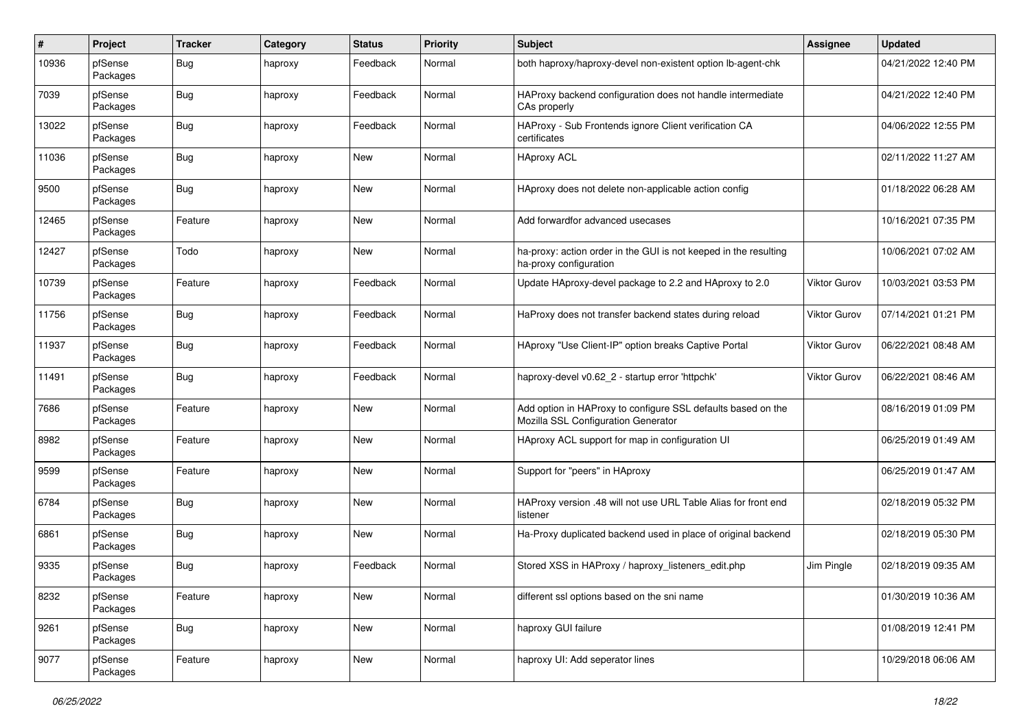| # | Project | Tracker | Category | Status | Priority | Subject | Assignee | Updated |
|---|---|---|---|---|---|---|---|---|
| 10936 | pfSense Packages | Bug | haproxy | Feedback | Normal | both haproxy/haproxy-devel non-existent option lb-agent-chk | | 04/21/2022 12:40 PM |
| 7039 | pfSense Packages | Bug | haproxy | Feedback | Normal | HAProxy backend configuration does not handle intermediate CAs properly | | 04/21/2022 12:40 PM |
| 13022 | pfSense Packages | Bug | haproxy | Feedback | Normal | HAProxy - Sub Frontends ignore Client verification CA certificates | | 04/06/2022 12:55 PM |
| 11036 | pfSense Packages | Bug | haproxy | New | Normal | HAproxy ACL | | 02/11/2022 11:27 AM |
| 9500 | pfSense Packages | Bug | haproxy | New | Normal | HAproxy does not delete non-applicable action config | | 01/18/2022 06:28 AM |
| 12465 | pfSense Packages | Feature | haproxy | New | Normal | Add forwardfor advanced usecases | | 10/16/2021 07:35 PM |
| 12427 | pfSense Packages | Todo | haproxy | New | Normal | ha-proxy: action order in the GUI is not keeped in the resulting ha-proxy configuration | | 10/06/2021 07:02 AM |
| 10739 | pfSense Packages | Feature | haproxy | Feedback | Normal | Update HAproxy-devel package to 2.2 and HAproxy to 2.0 | Viktor Gurov | 10/03/2021 03:53 PM |
| 11756 | pfSense Packages | Bug | haproxy | Feedback | Normal | HaProxy does not transfer backend states during reload | Viktor Gurov | 07/14/2021 01:21 PM |
| 11937 | pfSense Packages | Bug | haproxy | Feedback | Normal | HAproxy "Use Client-IP" option breaks Captive Portal | Viktor Gurov | 06/22/2021 08:48 AM |
| 11491 | pfSense Packages | Bug | haproxy | Feedback | Normal | haproxy-devel v0.62_2 - startup error 'httpchk' | Viktor Gurov | 06/22/2021 08:46 AM |
| 7686 | pfSense Packages | Feature | haproxy | New | Normal | Add option in HAProxy to configure SSL defaults based on the Mozilla SSL Configuration Generator | | 08/16/2019 01:09 PM |
| 8982 | pfSense Packages | Feature | haproxy | New | Normal | HAproxy ACL support for map in configuration UI | | 06/25/2019 01:49 AM |
| 9599 | pfSense Packages | Feature | haproxy | New | Normal | Support for "peers" in HAproxy | | 06/25/2019 01:47 AM |
| 6784 | pfSense Packages | Bug | haproxy | New | Normal | HAProxy version .48 will not use URL Table Alias for front end listener | | 02/18/2019 05:32 PM |
| 6861 | pfSense Packages | Bug | haproxy | New | Normal | Ha-Proxy duplicated backend used in place of original backend | | 02/18/2019 05:30 PM |
| 9335 | pfSense Packages | Bug | haproxy | Feedback | Normal | Stored XSS in HAProxy / haproxy_listeners_edit.php | Jim Pingle | 02/18/2019 09:35 AM |
| 8232 | pfSense Packages | Feature | haproxy | New | Normal | different ssl options based on the sni name | | 01/30/2019 10:36 AM |
| 9261 | pfSense Packages | Bug | haproxy | New | Normal | haproxy GUI failure | | 01/08/2019 12:41 PM |
| 9077 | pfSense Packages | Feature | haproxy | New | Normal | haproxy UI: Add seperator lines | | 10/29/2018 06:06 AM |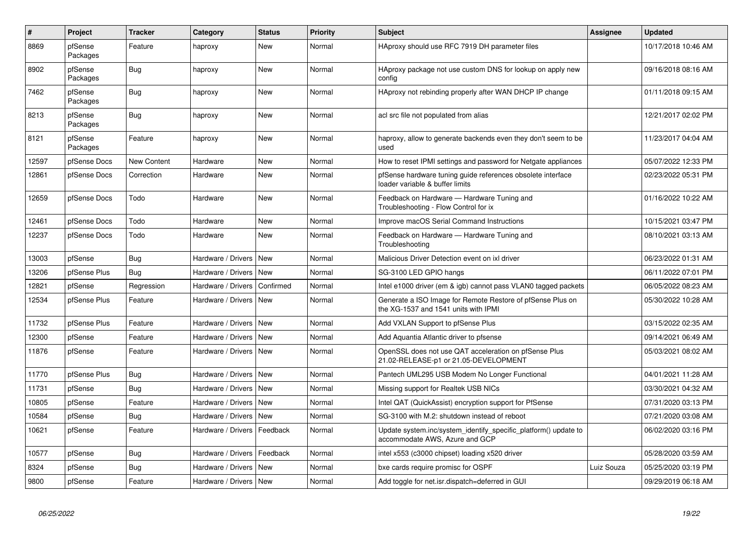| # | Project | Tracker | Category | Status | Priority | Subject | Assignee | Updated |
|---|---|---|---|---|---|---|---|---|
| 8869 | pfSense Packages | Feature | haproxy | New | Normal | HAproxy should use RFC 7919 DH parameter files | | 10/17/2018 10:46 AM |
| 8902 | pfSense Packages | Bug | haproxy | New | Normal | HAproxy package not use custom DNS for lookup on apply new config | | 09/16/2018 08:16 AM |
| 7462 | pfSense Packages | Bug | haproxy | New | Normal | HAproxy not rebinding properly after WAN DHCP IP change | | 01/11/2018 09:15 AM |
| 8213 | pfSense Packages | Bug | haproxy | New | Normal | acl src file not populated from alias | | 12/21/2017 02:02 PM |
| 8121 | pfSense Packages | Feature | haproxy | New | Normal | haproxy, allow to generate backends even they don't seem to be used | | 11/23/2017 04:04 AM |
| 12597 | pfSense Docs | New Content | Hardware | New | Normal | How to reset IPMI settings and password for Netgate appliances | | 05/07/2022 12:33 PM |
| 12861 | pfSense Docs | Correction | Hardware | New | Normal | pfSense hardware tuning guide references obsolete interface loader variable & buffer limits | | 02/23/2022 05:31 PM |
| 12659 | pfSense Docs | Todo | Hardware | New | Normal | Feedback on Hardware — Hardware Tuning and Troubleshooting - Flow Control for ix | | 01/16/2022 10:22 AM |
| 12461 | pfSense Docs | Todo | Hardware | New | Normal | Improve macOS Serial Command Instructions | | 10/15/2021 03:47 PM |
| 12237 | pfSense Docs | Todo | Hardware | New | Normal | Feedback on Hardware — Hardware Tuning and Troubleshooting | | 08/10/2021 03:13 AM |
| 13003 | pfSense | Bug | Hardware / Drivers | New | Normal | Malicious Driver Detection event on ixl driver | | 06/23/2022 01:31 AM |
| 13206 | pfSense Plus | Bug | Hardware / Drivers | New | Normal | SG-3100 LED GPIO hangs | | 06/11/2022 07:01 PM |
| 12821 | pfSense | Regression | Hardware / Drivers | Confirmed | Normal | Intel e1000 driver (em & igb) cannot pass VLAN0 tagged packets | | 06/05/2022 08:23 AM |
| 12534 | pfSense Plus | Feature | Hardware / Drivers | New | Normal | Generate a ISO Image for Remote Restore of pfSense Plus on the XG-1537 and 1541 units with IPMI | | 05/30/2022 10:28 AM |
| 11732 | pfSense Plus | Feature | Hardware / Drivers | New | Normal | Add VXLAN Support to pfSense Plus | | 03/15/2022 02:35 AM |
| 12300 | pfSense | Feature | Hardware / Drivers | New | Normal | Add Aquantia Atlantic driver to pfsense | | 09/14/2021 06:49 AM |
| 11876 | pfSense | Feature | Hardware / Drivers | New | Normal | OpenSSL does not use QAT acceleration on pfSense Plus 21.02-RELEASE-p1 or 21.05-DEVELOPMENT | | 05/03/2021 08:02 AM |
| 11770 | pfSense Plus | Bug | Hardware / Drivers | New | Normal | Pantech UML295 USB Modem No Longer Functional | | 04/01/2021 11:28 AM |
| 11731 | pfSense | Bug | Hardware / Drivers | New | Normal | Missing support for Realtek USB NICs | | 03/30/2021 04:32 AM |
| 10805 | pfSense | Feature | Hardware / Drivers | New | Normal | Intel QAT (QuickAssist) encryption support for PfSense | | 07/31/2020 03:13 PM |
| 10584 | pfSense | Bug | Hardware / Drivers | New | Normal | SG-3100 with M.2: shutdown instead of reboot | | 07/21/2020 03:08 AM |
| 10621 | pfSense | Feature | Hardware / Drivers | Feedback | Normal | Update system.inc/system_identify_specific_platform() update to accommodate AWS, Azure and GCP | | 06/02/2020 03:16 PM |
| 10577 | pfSense | Bug | Hardware / Drivers | Feedback | Normal | intel x553 (c3000 chipset) loading x520 driver | | 05/28/2020 03:59 AM |
| 8324 | pfSense | Bug | Hardware / Drivers | New | Normal | bxe cards require promisc for OSPF | Luiz Souza | 05/25/2020 03:19 PM |
| 9800 | pfSense | Feature | Hardware / Drivers | New | Normal | Add toggle for net.isr.dispatch=deferred in GUI | | 09/29/2019 06:18 AM |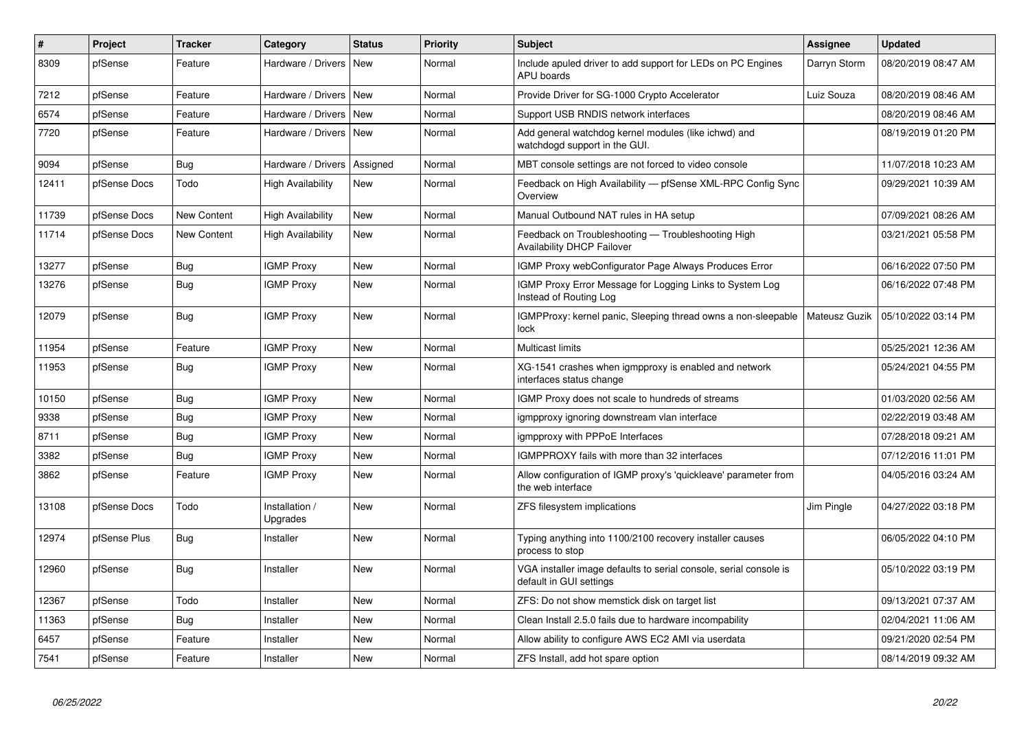| # | Project | Tracker | Category | Status | Priority | Subject | Assignee | Updated |
|---|---|---|---|---|---|---|---|---|
| 8309 | pfSense | Feature | Hardware / Drivers | New | Normal | Include apuled driver to add support for LEDs on PC Engines APU boards | Darryn Storm | 08/20/2019 08:47 AM |
| 7212 | pfSense | Feature | Hardware / Drivers | New | Normal | Provide Driver for SG-1000 Crypto Accelerator | Luiz Souza | 08/20/2019 08:46 AM |
| 6574 | pfSense | Feature | Hardware / Drivers | New | Normal | Support USB RNDIS network interfaces | | 08/20/2019 08:46 AM |
| 7720 | pfSense | Feature | Hardware / Drivers | New | Normal | Add general watchdog kernel modules (like ichwd) and watchdogd support in the GUI. | | 08/19/2019 01:20 PM |
| 9094 | pfSense | Bug | Hardware / Drivers | Assigned | Normal | MBT console settings are not forced to video console | | 11/07/2018 10:23 AM |
| 12411 | pfSense Docs | Todo | High Availability | New | Normal | Feedback on High Availability — pfSense XML-RPC Config Sync Overview | | 09/29/2021 10:39 AM |
| 11739 | pfSense Docs | New Content | High Availability | New | Normal | Manual Outbound NAT rules in HA setup | | 07/09/2021 08:26 AM |
| 11714 | pfSense Docs | New Content | High Availability | New | Normal | Feedback on Troubleshooting — Troubleshooting High Availability DHCP Failover | | 03/21/2021 05:58 PM |
| 13277 | pfSense | Bug | IGMP Proxy | New | Normal | IGMP Proxy webConfigurator Page Always Produces Error | | 06/16/2022 07:50 PM |
| 13276 | pfSense | Bug | IGMP Proxy | New | Normal | IGMP Proxy Error Message for Logging Links to System Log Instead of Routing Log | | 06/16/2022 07:48 PM |
| 12079 | pfSense | Bug | IGMP Proxy | New | Normal | IGMPProxy: kernel panic, Sleeping thread owns a non-sleepable lock | Mateusz Guzik | 05/10/2022 03:14 PM |
| 11954 | pfSense | Feature | IGMP Proxy | New | Normal | Multicast limits | | 05/25/2021 12:36 AM |
| 11953 | pfSense | Bug | IGMP Proxy | New | Normal | XG-1541 crashes when igmpproxy is enabled and network interfaces status change | | 05/24/2021 04:55 PM |
| 10150 | pfSense | Bug | IGMP Proxy | New | Normal | IGMP Proxy does not scale to hundreds of streams | | 01/03/2020 02:56 AM |
| 9338 | pfSense | Bug | IGMP Proxy | New | Normal | igmpproxy ignoring downstream vlan interface | | 02/22/2019 03:48 AM |
| 8711 | pfSense | Bug | IGMP Proxy | New | Normal | igmpproxy with PPPoE Interfaces | | 07/28/2018 09:21 AM |
| 3382 | pfSense | Bug | IGMP Proxy | New | Normal | IGMPPROXY fails with more than 32 interfaces | | 07/12/2016 11:01 PM |
| 3862 | pfSense | Feature | IGMP Proxy | New | Normal | Allow configuration of IGMP proxy's 'quickleave' parameter from the web interface | | 04/05/2016 03:24 AM |
| 13108 | pfSense Docs | Todo | Installation / Upgrades | New | Normal | ZFS filesystem implications | Jim Pingle | 04/27/2022 03:18 PM |
| 12974 | pfSense Plus | Bug | Installer | New | Normal | Typing anything into 1100/2100 recovery installer causes process to stop | | 06/05/2022 04:10 PM |
| 12960 | pfSense | Bug | Installer | New | Normal | VGA installer image defaults to serial console, serial console is default in GUI settings | | 05/10/2022 03:19 PM |
| 12367 | pfSense | Todo | Installer | New | Normal | ZFS: Do not show memstick disk on target list | | 09/13/2021 07:37 AM |
| 11363 | pfSense | Bug | Installer | New | Normal | Clean Install 2.5.0 fails due to hardware incompability | | 02/04/2021 11:06 AM |
| 6457 | pfSense | Feature | Installer | New | Normal | Allow ability to configure AWS EC2 AMI via userdata | | 09/21/2020 02:54 PM |
| 7541 | pfSense | Feature | Installer | New | Normal | ZFS Install, add hot spare option | | 08/14/2019 09:32 AM |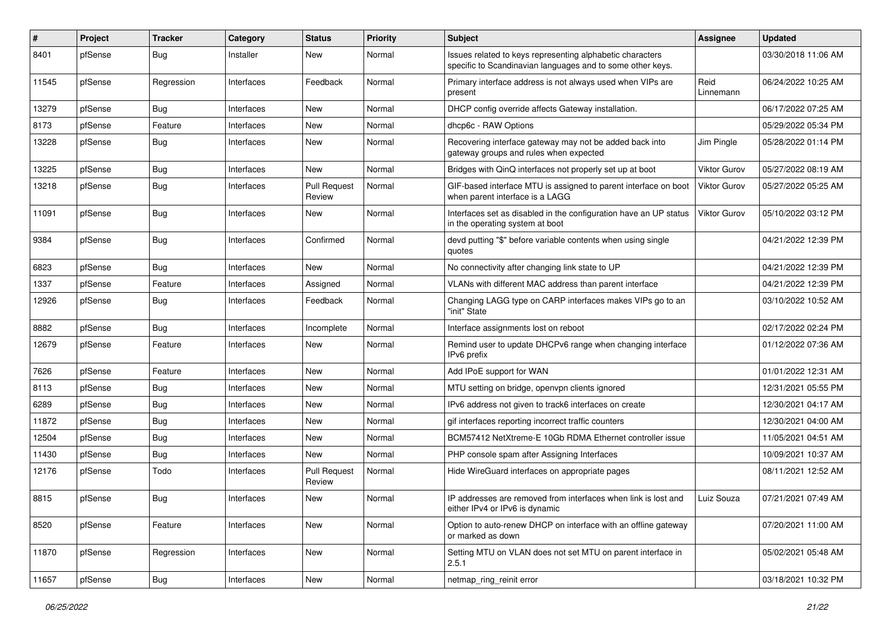| # | Project | Tracker | Category | Status | Priority | Subject | Assignee | Updated |
| --- | --- | --- | --- | --- | --- | --- | --- | --- |
| 8401 | pfSense | Bug | Installer | New | Normal | Issues related to keys representing alphabetic characters specific to Scandinavian languages and to some other keys. | | 03/30/2018 11:06 AM |
| 11545 | pfSense | Regression | Interfaces | Feedback | Normal | Primary interface address is not always used when VIPs are present | Reid Linnemann | 06/24/2022 10:25 AM |
| 13279 | pfSense | Bug | Interfaces | New | Normal | DHCP config override affects Gateway installation. | | 06/17/2022 07:25 AM |
| 8173 | pfSense | Feature | Interfaces | New | Normal | dhcp6c - RAW Options | | 05/29/2022 05:34 PM |
| 13228 | pfSense | Bug | Interfaces | New | Normal | Recovering interface gateway may not be added back into gateway groups and rules when expected | Jim Pingle | 05/28/2022 01:14 PM |
| 13225 | pfSense | Bug | Interfaces | New | Normal | Bridges with QinQ interfaces not properly set up at boot | Viktor Gurov | 05/27/2022 08:19 AM |
| 13218 | pfSense | Bug | Interfaces | Pull Request Review | Normal | GIF-based interface MTU is assigned to parent interface on boot when parent interface is a LAGG | Viktor Gurov | 05/27/2022 05:25 AM |
| 11091 | pfSense | Bug | Interfaces | New | Normal | Interfaces set as disabled in the configuration have an UP status in the operating system at boot | Viktor Gurov | 05/10/2022 03:12 PM |
| 9384 | pfSense | Bug | Interfaces | Confirmed | Normal | devd putting "$" before variable contents when using single quotes | | 04/21/2022 12:39 PM |
| 6823 | pfSense | Bug | Interfaces | New | Normal | No connectivity after changing link state to UP | | 04/21/2022 12:39 PM |
| 1337 | pfSense | Feature | Interfaces | Assigned | Normal | VLANs with different MAC address than parent interface | | 04/21/2022 12:39 PM |
| 12926 | pfSense | Bug | Interfaces | Feedback | Normal | Changing LAGG type on CARP interfaces makes VIPs go to an "init" State | | 03/10/2022 10:52 AM |
| 8882 | pfSense | Bug | Interfaces | Incomplete | Normal | Interface assignments lost on reboot | | 02/17/2022 02:24 PM |
| 12679 | pfSense | Feature | Interfaces | New | Normal | Remind user to update DHCPv6 range when changing interface IPv6 prefix | | 01/12/2022 07:36 AM |
| 7626 | pfSense | Feature | Interfaces | New | Normal | Add IPoE support for WAN | | 01/01/2022 12:31 AM |
| 8113 | pfSense | Bug | Interfaces | New | Normal | MTU setting on bridge, openvpn clients ignored | | 12/31/2021 05:55 PM |
| 6289 | pfSense | Bug | Interfaces | New | Normal | IPv6 address not given to track6 interfaces on create | | 12/30/2021 04:17 AM |
| 11872 | pfSense | Bug | Interfaces | New | Normal | gif interfaces reporting incorrect traffic counters | | 12/30/2021 04:00 AM |
| 12504 | pfSense | Bug | Interfaces | New | Normal | BCM57412 NetXtreme-E 10Gb RDMA Ethernet controller issue | | 11/05/2021 04:51 AM |
| 11430 | pfSense | Bug | Interfaces | New | Normal | PHP console spam after Assigning Interfaces | | 10/09/2021 10:37 AM |
| 12176 | pfSense | Todo | Interfaces | Pull Request Review | Normal | Hide WireGuard interfaces on appropriate pages | | 08/11/2021 12:52 AM |
| 8815 | pfSense | Bug | Interfaces | New | Normal | IP addresses are removed from interfaces when link is lost and either IPv4 or IPv6 is dynamic | Luiz Souza | 07/21/2021 07:49 AM |
| 8520 | pfSense | Feature | Interfaces | New | Normal | Option to auto-renew DHCP on interface with an offline gateway or marked as down | | 07/20/2021 11:00 AM |
| 11870 | pfSense | Regression | Interfaces | New | Normal | Setting MTU on VLAN does not set MTU on parent interface in 2.5.1 | | 05/02/2021 05:48 AM |
| 11657 | pfSense | Bug | Interfaces | New | Normal | netmap_ring_reinit error | | 03/18/2021 10:32 PM |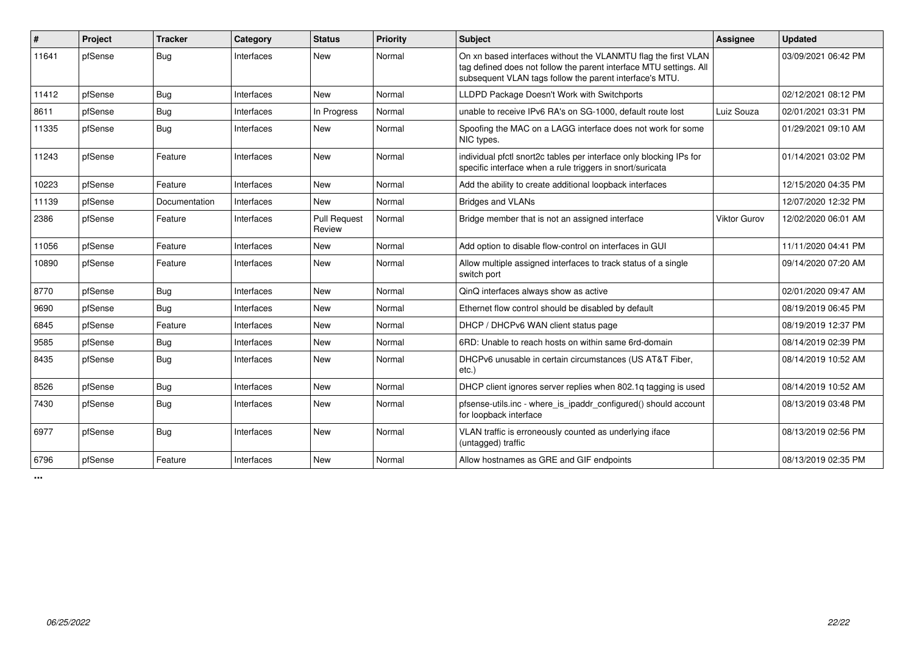| # | Project | Tracker | Category | Status | Priority | Subject | Assignee | Updated |
|---|---|---|---|---|---|---|---|---|
| 11641 | pfSense | Bug | Interfaces | New | Normal | On xn based interfaces without the VLANMTU flag the first VLAN tag defined does not follow the parent interface MTU settings. All subsequent VLAN tags follow the parent interface's MTU. | | 03/09/2021 06:42 PM |
| 11412 | pfSense | Bug | Interfaces | New | Normal | LLDPD Package Doesn't Work with Switchports | | 02/12/2021 08:12 PM |
| 8611 | pfSense | Bug | Interfaces | In Progress | Normal | unable to receive IPv6 RA's on SG-1000, default route lost | Luiz Souza | 02/01/2021 03:31 PM |
| 11335 | pfSense | Bug | Interfaces | New | Normal | Spoofing the MAC on a LAGG interface does not work for some NIC types. | | 01/29/2021 09:10 AM |
| 11243 | pfSense | Feature | Interfaces | New | Normal | individual pfctl snort2c tables per interface only blocking IPs for specific interface when a rule triggers in snort/suricata | | 01/14/2021 03:02 PM |
| 10223 | pfSense | Feature | Interfaces | New | Normal | Add the ability to create additional loopback interfaces | | 12/15/2020 04:35 PM |
| 11139 | pfSense | Documentation | Interfaces | New | Normal | Bridges and VLANs | | 12/07/2020 12:32 PM |
| 2386 | pfSense | Feature | Interfaces | Pull Request Review | Normal | Bridge member that is not an assigned interface | Viktor Gurov | 12/02/2020 06:01 AM |
| 11056 | pfSense | Feature | Interfaces | New | Normal | Add option to disable flow-control on interfaces in GUI | | 11/11/2020 04:41 PM |
| 10890 | pfSense | Feature | Interfaces | New | Normal | Allow multiple assigned interfaces to track status of a single switch port | | 09/14/2020 07:20 AM |
| 8770 | pfSense | Bug | Interfaces | New | Normal | QinQ interfaces always show as active | | 02/01/2020 09:47 AM |
| 9690 | pfSense | Bug | Interfaces | New | Normal | Ethernet flow control should be disabled by default | | 08/19/2019 06:45 PM |
| 6845 | pfSense | Feature | Interfaces | New | Normal | DHCP / DHCPv6 WAN client status page | | 08/19/2019 12:37 PM |
| 9585 | pfSense | Bug | Interfaces | New | Normal | 6RD: Unable to reach hosts on within same 6rd-domain | | 08/14/2019 02:39 PM |
| 8435 | pfSense | Bug | Interfaces | New | Normal | DHCPv6 unusable in certain circumstances (US AT&T Fiber, etc.) | | 08/14/2019 10:52 AM |
| 8526 | pfSense | Bug | Interfaces | New | Normal | DHCP client ignores server replies when 802.1q tagging is used | | 08/14/2019 10:52 AM |
| 7430 | pfSense | Bug | Interfaces | New | Normal | pfsense-utils.inc - where_is_ipaddr_configured() should account for loopback interface | | 08/13/2019 03:48 PM |
| 6977 | pfSense | Bug | Interfaces | New | Normal | VLAN traffic is erroneously counted as underlying iface (untagged) traffic | | 08/13/2019 02:56 PM |
| 6796 | pfSense | Feature | Interfaces | New | Normal | Allow hostnames as GRE and GIF endpoints | | 08/13/2019 02:35 PM |

...